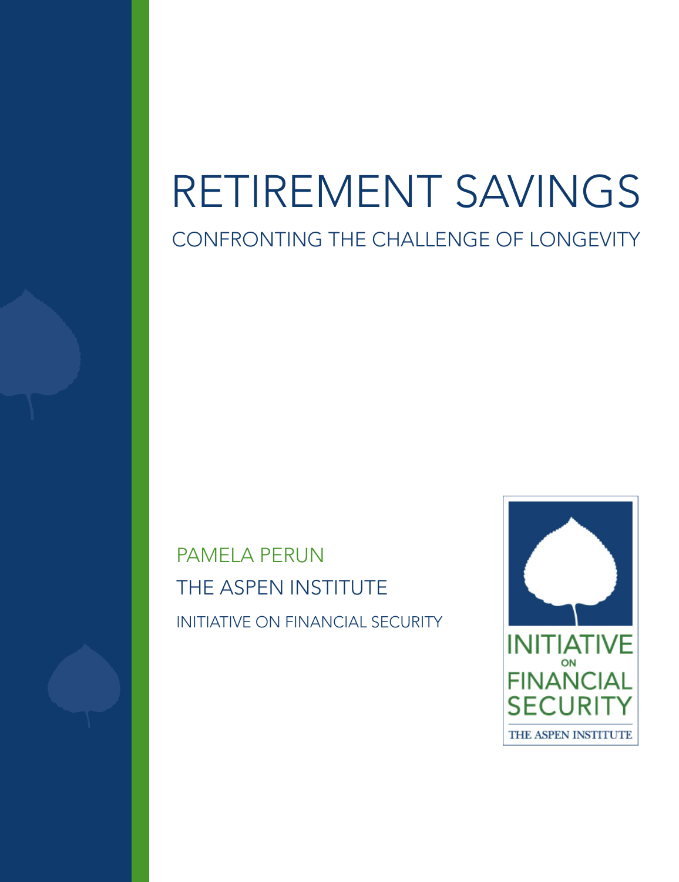# RETIREMENT SAVINGS

## CONFRONTING THE CHALLENGE OF LONGEVITY

PAMELA PERUN

THE ASPEN INSTITUTE

INITIATIVE ON FINANCIAL SECURITY

INITIATIVE ON FINANCIAL SECURITY

THE ASPEN INSTITUTE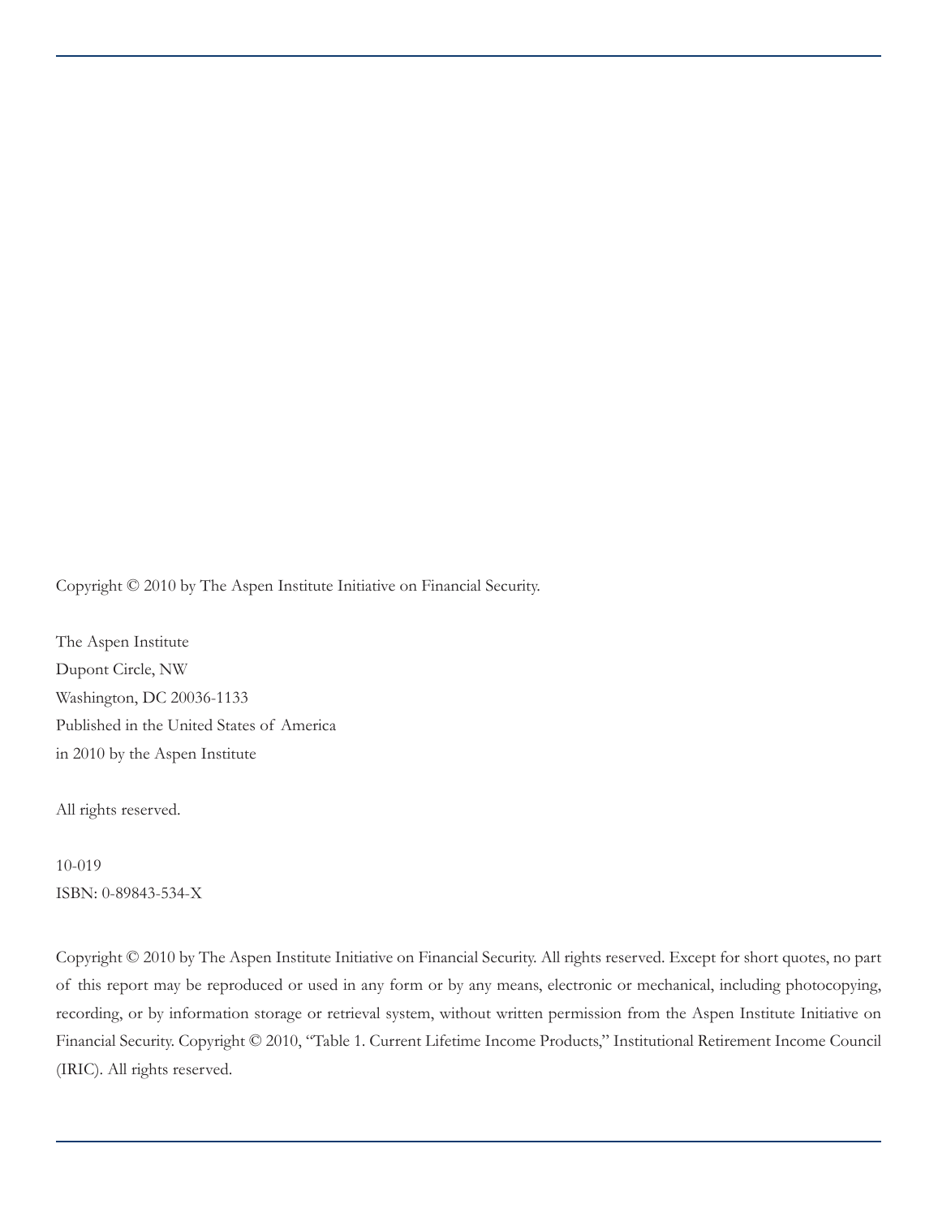Copyright © 2010 by The Aspen Institute Initiative on Financial Security.

The Aspen Institute
Dupont Circle, NW
Washington, DC 20036-1133
Published in the United States of America
in 2010 by the Aspen Institute

All rights reserved.

10-019
ISBN: 0-89843-534-X

Copyright © 2010 by The Aspen Institute Initiative on Financial Security. All rights reserved. Except for short quotes, no part of this report may be reproduced or used in any form or by any means, electronic or mechanical, including photocopying, recording, or by information storage or retrieval system, without written permission from the Aspen Institute Initiative on Financial Security. Copyright © 2010, "Table 1. Current Lifetime Income Products," Institutional Retirement Income Council (IRIC). All rights reserved.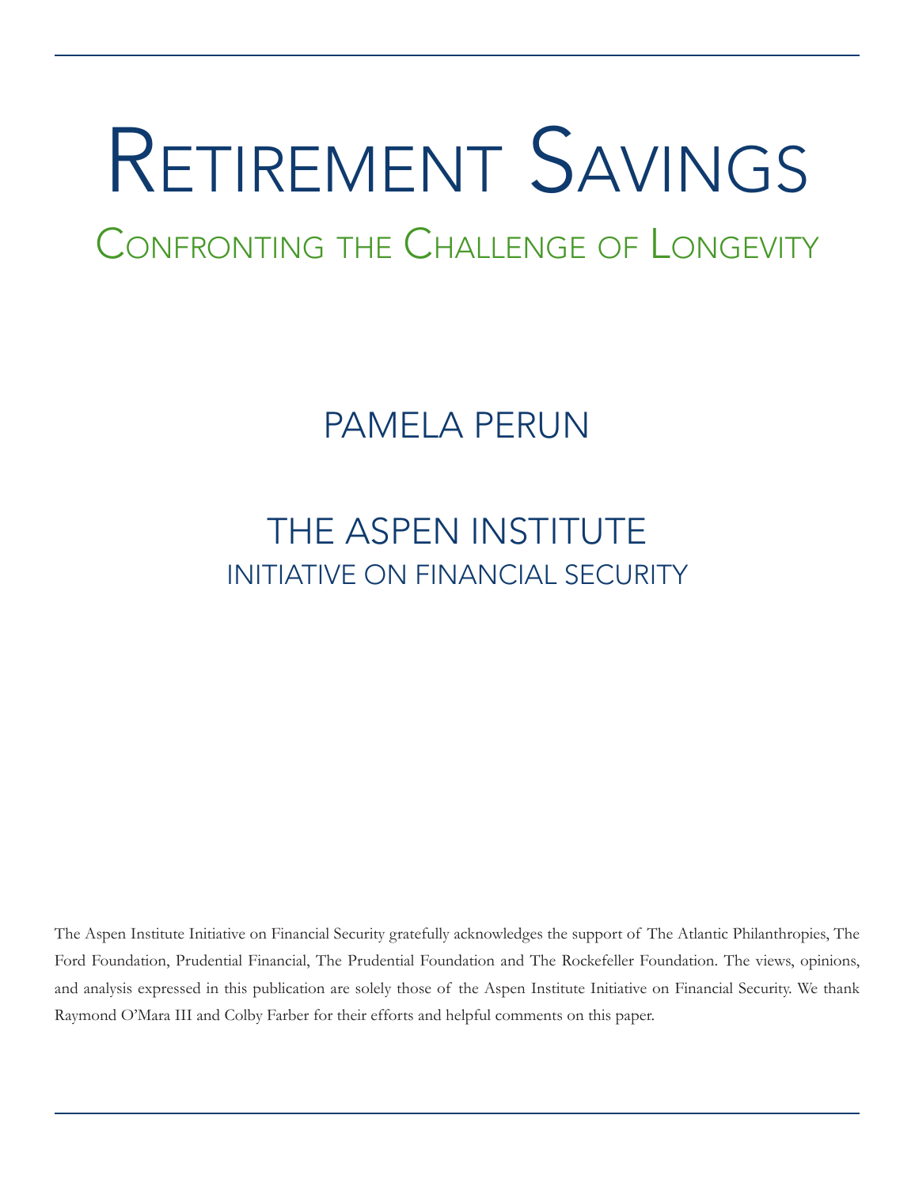# Retirement Savings

## Confronting the Challenge of Longevity

### PAMELA PERUN

### THE ASPEN INSTITUTE

INITIATIVE ON FINANCIAL SECURITY

The Aspen Institute Initiative on Financial Security gratefully acknowledges the support of The Atlantic Philanthropies, The Ford Foundation, Prudential Financial, The Prudential Foundation and The Rockefeller Foundation. The views, opinions, and analysis expressed in this publication are solely those of the Aspen Institute Initiative on Financial Security. We thank Raymond O'Mara III and Colby Farber for their efforts and helpful comments on this paper.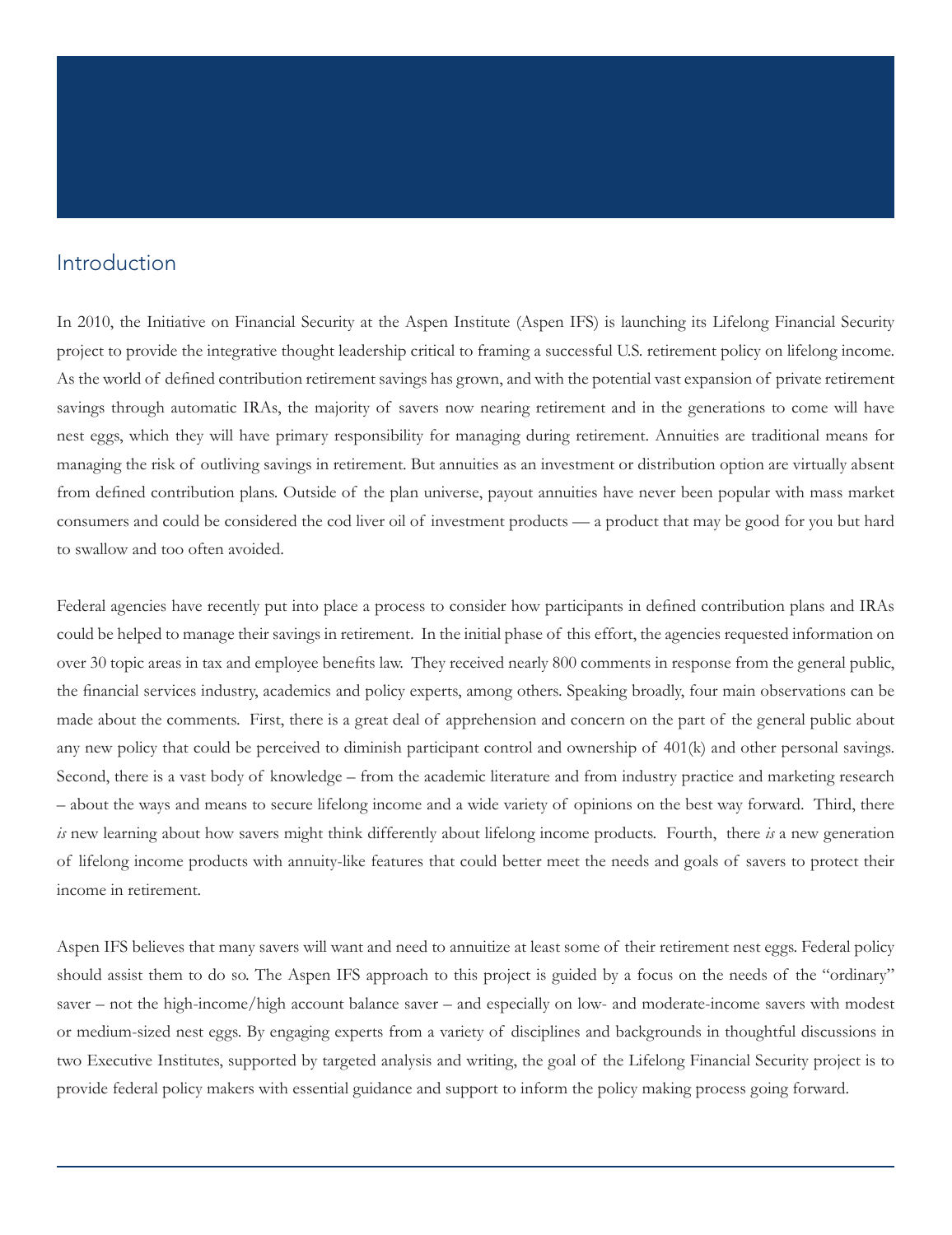## Introduction

In 2010, the Initiative on Financial Security at the Aspen Institute (Aspen IFS) is launching its Lifelong Financial Security project to provide the integrative thought leadership critical to framing a successful U.S. retirement policy on lifelong income. As the world of defined contribution retirement savings has grown, and with the potential vast expansion of private retirement savings through automatic IRAs, the majority of savers now nearing retirement and in the generations to come will have nest eggs, which they will have primary responsibility for managing during retirement. Annuities are traditional means for managing the risk of outliving savings in retirement. But annuities as an investment or distribution option are virtually absent from defined contribution plans. Outside of the plan universe, payout annuities have never been popular with mass market consumers and could be considered the cod liver oil of investment products — a product that may be good for you but hard to swallow and too often avoided.

Federal agencies have recently put into place a process to consider how participants in defined contribution plans and IRAs could be helped to manage their savings in retirement. In the initial phase of this effort, the agencies requested information on over 30 topic areas in tax and employee benefits law. They received nearly 800 comments in response from the general public, the financial services industry, academics and policy experts, among others. Speaking broadly, four main observations can be made about the comments. First, there is a great deal of apprehension and concern on the part of the general public about any new policy that could be perceived to diminish participant control and ownership of 401(k) and other personal savings. Second, there is a vast body of knowledge – from the academic literature and from industry practice and marketing research – about the ways and means to secure lifelong income and a wide variety of opinions on the best way forward. Third, there *is* new learning about how savers might think differently about lifelong income products. Fourth, there *is* a new generation of lifelong income products with annuity-like features that could better meet the needs and goals of savers to protect their income in retirement.

Aspen IFS believes that many savers will want and need to annuitize at least some of their retirement nest eggs. Federal policy should assist them to do so. The Aspen IFS approach to this project is guided by a focus on the needs of the "ordinary" saver – not the high-income/high account balance saver – and especially on low- and moderate-income savers with modest or medium-sized nest eggs. By engaging experts from a variety of disciplines and backgrounds in thoughtful discussions in two Executive Institutes, supported by targeted analysis and writing, the goal of the Lifelong Financial Security project is to provide federal policy makers with essential guidance and support to inform the policy making process going forward.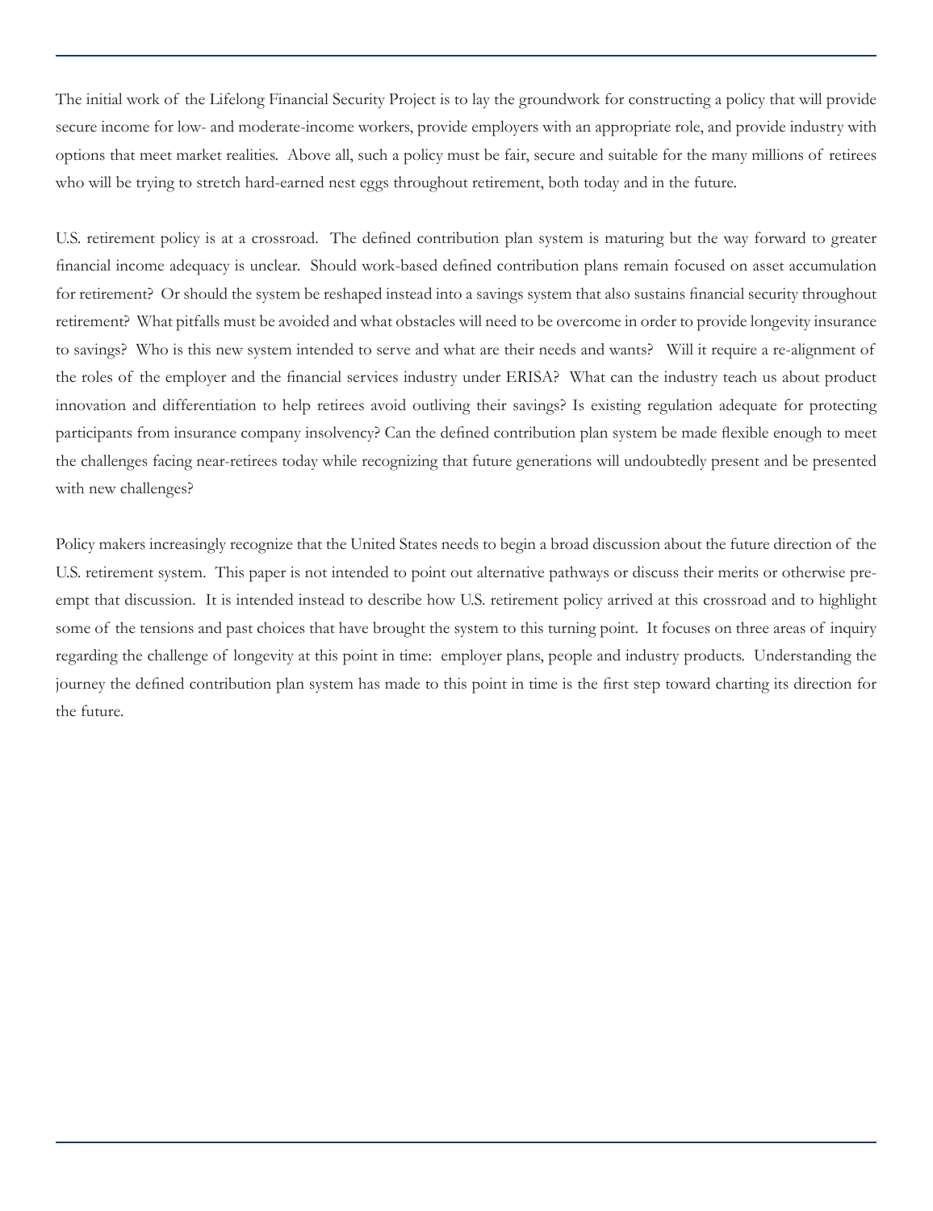The initial work of the Lifelong Financial Security Project is to lay the groundwork for constructing a policy that will provide secure income for low- and moderate-income workers, provide employers with an appropriate role, and provide industry with options that meet market realities. Above all, such a policy must be fair, secure and suitable for the many millions of retirees who will be trying to stretch hard-earned nest eggs throughout retirement, both today and in the future.

U.S. retirement policy is at a crossroad. The defined contribution plan system is maturing but the way forward to greater financial income adequacy is unclear. Should work-based defined contribution plans remain focused on asset accumulation for retirement? Or should the system be reshaped instead into a savings system that also sustains financial security throughout retirement? What pitfalls must be avoided and what obstacles will need to be overcome in order to provide longevity insurance to savings? Who is this new system intended to serve and what are their needs and wants? Will it require a re-alignment of the roles of the employer and the financial services industry under ERISA? What can the industry teach us about product innovation and differentiation to help retirees avoid outliving their savings? Is existing regulation adequate for protecting participants from insurance company insolvency? Can the defined contribution plan system be made flexible enough to meet the challenges facing near-retirees today while recognizing that future generations will undoubtedly present and be presented with new challenges?

Policy makers increasingly recognize that the United States needs to begin a broad discussion about the future direction of the U.S. retirement system. This paper is not intended to point out alternative pathways or discuss their merits or otherwise pre-empt that discussion. It is intended instead to describe how U.S. retirement policy arrived at this crossroad and to highlight some of the tensions and past choices that have brought the system to this turning point. It focuses on three areas of inquiry regarding the challenge of longevity at this point in time: employer plans, people and industry products. Understanding the journey the defined contribution plan system has made to this point in time is the first step toward charting its direction for the future.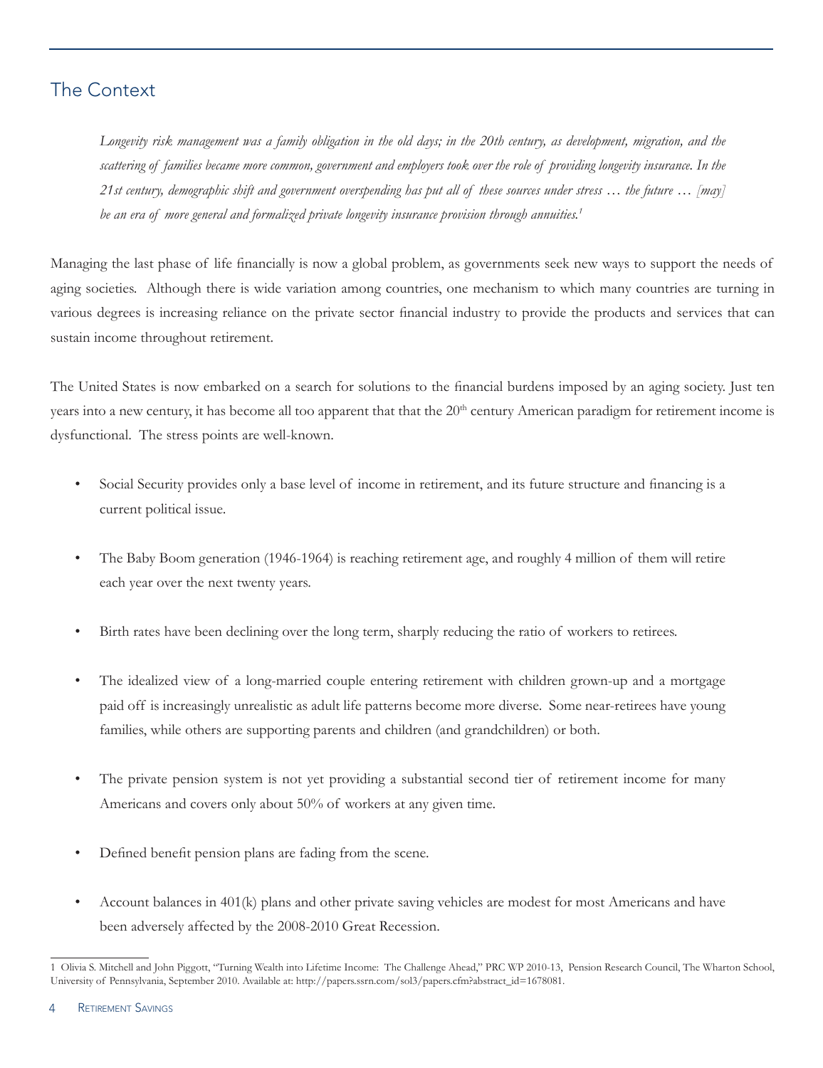## The Context

> *Longevity risk management was a family obligation in the old days; in the 20th century, as development, migration, and the scattering of families became more common, government and employers took over the role of providing longevity insurance. In the 21st century, demographic shift and government overspending has put all of these sources under stress … the future … [may] be an era of more general and formalized private longevity insurance provision through annuities.*[1]

Managing the last phase of life financially is now a global problem, as governments seek new ways to support the needs of aging societies. Although there is wide variation among countries, one mechanism to which many countries are turning in various degrees is increasing reliance on the private sector financial industry to provide the products and services that can sustain income throughout retirement.

The United States is now embarked on a search for solutions to the financial burdens imposed by an aging society. Just ten years into a new century, it has become all too apparent that that the 20th century American paradigm for retirement income is dysfunctional. The stress points are well-known.

- Social Security provides only a base level of income in retirement, and its future structure and financing is a current political issue.
- The Baby Boom generation (1946-1964) is reaching retirement age, and roughly 4 million of them will retire each year over the next twenty years.
- Birth rates have been declining over the long term, sharply reducing the ratio of workers to retirees.
- The idealized view of a long-married couple entering retirement with children grown-up and a mortgage paid off is increasingly unrealistic as adult life patterns become more diverse. Some near-retirees have young families, while others are supporting parents and children (and grandchildren) or both.
- The private pension system is not yet providing a substantial second tier of retirement income for many Americans and covers only about 50% of workers at any given time.
- Defined benefit pension plans are fading from the scene.
- Account balances in 401(k) plans and other private saving vehicles are modest for most Americans and have been adversely affected by the 2008-2010 Great Recession.

---

1 Olivia S. Mitchell and John Piggott, "Turning Wealth into Lifetime Income: The Challenge Ahead," PRC WP 2010-13, Pension Research Council, The Wharton School, University of Pennsylvania, September 2010. Available at: http://papers.ssrn.com/sol3/papers.cfm?abstract_id=1678081.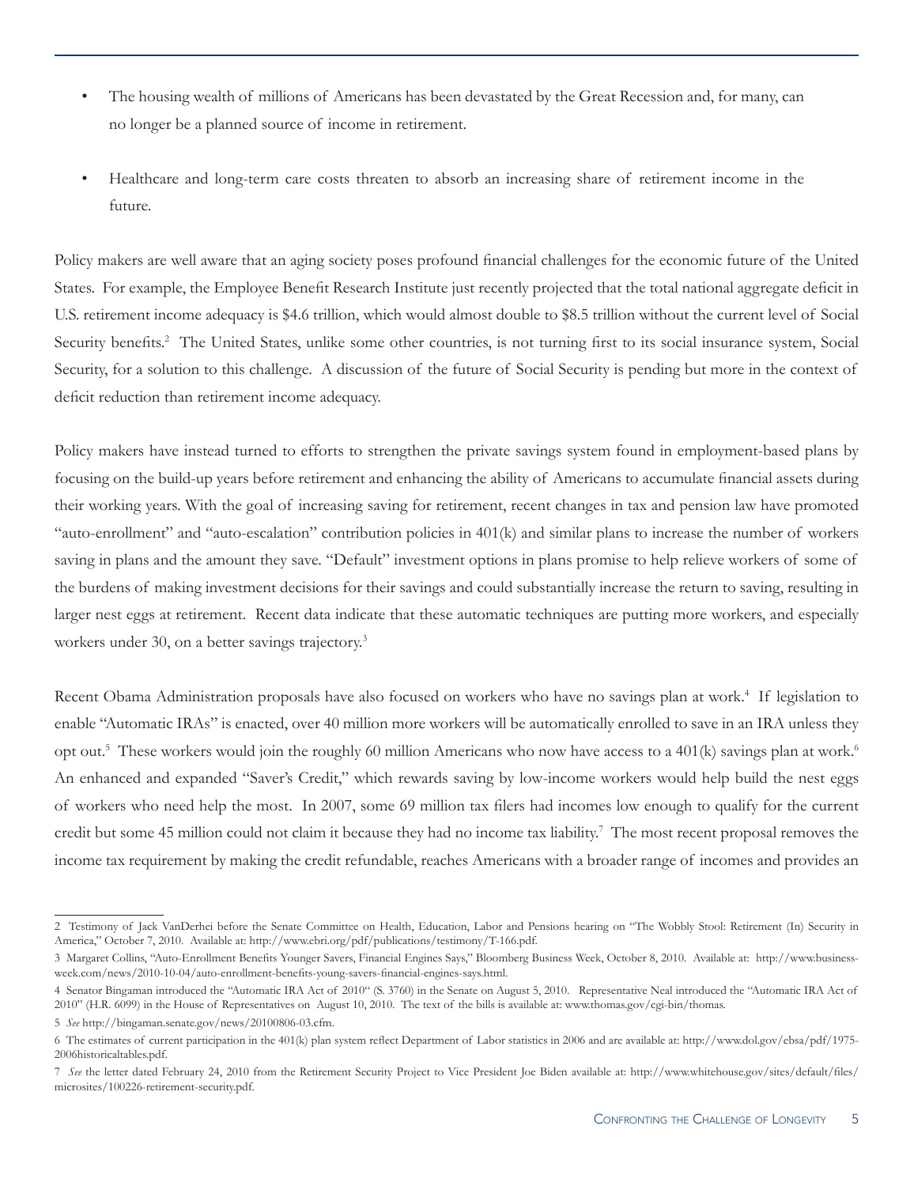- The housing wealth of millions of Americans has been devastated by the Great Recession and, for many, can no longer be a planned source of income in retirement.

- Healthcare and long-term care costs threaten to absorb an increasing share of retirement income in the future.

Policy makers are well aware that an aging society poses profound financial challenges for the economic future of the United States. For example, the Employee Benefit Research Institute just recently projected that the total national aggregate deficit in U.S. retirement income adequacy is $4.6 trillion, which would almost double to $8.5 trillion without the current level of Social Security benefits.[2] The United States, unlike some other countries, is not turning first to its social insurance system, Social Security, for a solution to this challenge. A discussion of the future of Social Security is pending but more in the context of deficit reduction than retirement income adequacy.

Policy makers have instead turned to efforts to strengthen the private savings system found in employment-based plans by focusing on the build-up years before retirement and enhancing the ability of Americans to accumulate financial assets during their working years. With the goal of increasing saving for retirement, recent changes in tax and pension law have promoted "auto-enrollment" and "auto-escalation" contribution policies in 401(k) and similar plans to increase the number of workers saving in plans and the amount they save. "Default" investment options in plans promise to help relieve workers of some of the burdens of making investment decisions for their savings and could substantially increase the return to saving, resulting in larger nest eggs at retirement. Recent data indicate that these automatic techniques are putting more workers, and especially workers under 30, on a better savings trajectory.[3]

Recent Obama Administration proposals have also focused on workers who have no savings plan at work.[4] If legislation to enable "Automatic IRAs" is enacted, over 40 million more workers will be automatically enrolled to save in an IRA unless they opt out.[5] These workers would join the roughly 60 million Americans who now have access to a 401(k) savings plan at work.[6] An enhanced and expanded "Saver's Credit," which rewards saving by low-income workers would help build the nest eggs of workers who need help the most. In 2007, some 69 million tax filers had incomes low enough to qualify for the current credit but some 45 million could not claim it because they had no income tax liability.[7] The most recent proposal removes the income tax requirement by making the credit refundable, reaches Americans with a broader range of incomes and provides an

---

2 Testimony of Jack VanDerhei before the Senate Committee on Health, Education, Labor and Pensions hearing on "The Wobbly Stool: Retirement (In) Security in America," October 7, 2010. Available at: http://www.ebri.org/pdf/publications/testimony/T-166.pdf.

3 Margaret Collins, "Auto-Enrollment Benefits Younger Savers, Financial Engines Says," Bloomberg Business Week, October 8, 2010. Available at: http://www.businessweek.com/news/2010-10-04/auto-enrollment-benefits-young-savers-financial-engines-says.html.

4 Senator Bingaman introduced the "Automatic IRA Act of 2010" (S. 3760) in the Senate on August 5, 2010. Representative Neal introduced the "Automatic IRA Act of 2010" (H.R. 6099) in the House of Representatives on August 10, 2010. The text of the bills is available at: www.thomas.gov/cgi-bin/thomas.

5 *See* http://bingaman.senate.gov/news/20100806-03.cfm.

6 The estimates of current participation in the 401(k) plan system reflect Department of Labor statistics in 2006 and are available at: http://www.dol.gov/ebsa/pdf/1975-2006historicaltables.pdf.

7 *See* the letter dated February 24, 2010 from the Retirement Security Project to Vice President Joe Biden available at: http://www.whitehouse.gov/sites/default/files/microsites/100226-retirement-security.pdf.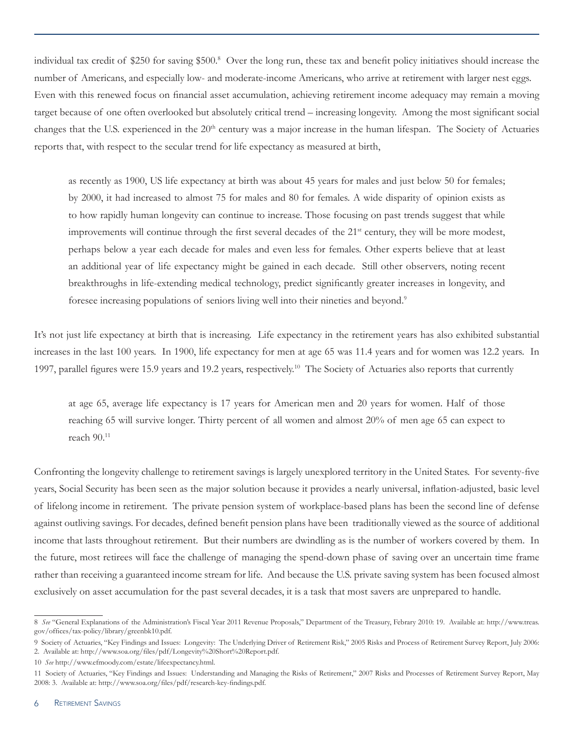individual tax credit of $250 for saving $500.[8] Over the long run, these tax and benefit policy initiatives should increase the number of Americans, and especially low- and moderate-income Americans, who arrive at retirement with larger nest eggs. Even with this renewed focus on financial asset accumulation, achieving retirement income adequacy may remain a moving target because of one often overlooked but absolutely critical trend – increasing longevity. Among the most significant social changes that the U.S. experienced in the 20th century was a major increase in the human lifespan. The Society of Actuaries reports that, with respect to the secular trend for life expectancy as measured at birth,

> as recently as 1900, US life expectancy at birth was about 45 years for males and just below 50 for females; by 2000, it had increased to almost 75 for males and 80 for females. A wide disparity of opinion exists as to how rapidly human longevity can continue to increase. Those focusing on past trends suggest that while improvements will continue through the first several decades of the 21st century, they will be more modest, perhaps below a year each decade for males and even less for females. Other experts believe that at least an additional year of life expectancy might be gained in each decade. Still other observers, noting recent breakthroughs in life-extending medical technology, predict significantly greater increases in longevity, and foresee increasing populations of seniors living well into their nineties and beyond.[9]

It's not just life expectancy at birth that is increasing. Life expectancy in the retirement years has also exhibited substantial increases in the last 100 years. In 1900, life expectancy for men at age 65 was 11.4 years and for women was 12.2 years. In 1997, parallel figures were 15.9 years and 19.2 years, respectively.[10] The Society of Actuaries also reports that currently

> at age 65, average life expectancy is 17 years for American men and 20 years for women. Half of those reaching 65 will survive longer. Thirty percent of all women and almost 20% of men age 65 can expect to reach 90.[11]

Confronting the longevity challenge to retirement savings is largely unexplored territory in the United States. For seventy-five years, Social Security has been seen as the major solution because it provides a nearly universal, inflation-adjusted, basic level of lifelong income in retirement. The private pension system of workplace-based plans has been the second line of defense against outliving savings. For decades, defined benefit pension plans have been traditionally viewed as the source of additional income that lasts throughout retirement. But their numbers are dwindling as is the number of workers covered by them. In the future, most retirees will face the challenge of managing the spend-down phase of saving over an uncertain time frame rather than receiving a guaranteed income stream for life. And because the U.S. private saving system has been focused almost exclusively on asset accumulation for the past several decades, it is a task that most savers are unprepared to handle.

---

8 *See* "General Explanations of the Administration's Fiscal Year 2011 Revenue Proposals," Department of the Treasury, Febrary 2010: 19. Available at: http://www.treas.gov/offices/tax-policy/library/greenbk10.pdf.

9 Society of Actuaries, "Key Findings and Issues: Longevity: The Underlying Driver of Retirement Risk," 2005 Risks and Process of Retirement Survey Report, July 2006: 2. Available at: http://www.soa.org/files/pdf/Longevity%20Short%20Report.pdf.

10 *See* http://www.efmoody.com/estate/lifeexpectancy.html.

11 Society of Actuaries, "Key Findings and Issues: Understanding and Managing the Risks of Retirement," 2007 Risks and Processes of Retirement Survey Report, May 2008: 3. Available at: http://www.soa.org/files/pdf/research-key-findings.pdf.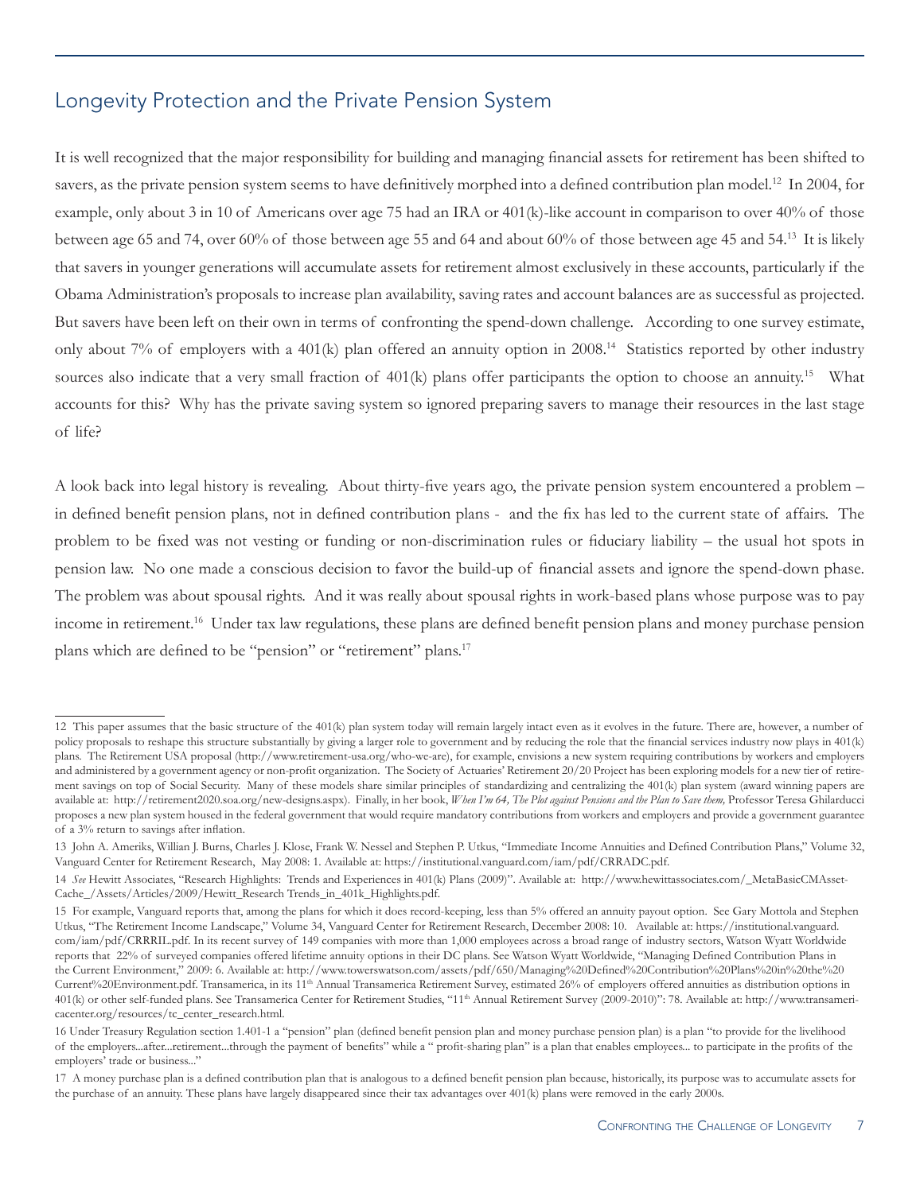## Longevity Protection and the Private Pension System

It is well recognized that the major responsibility for building and managing financial assets for retirement has been shifted to savers, as the private pension system seems to have definitively morphed into a defined contribution plan model.[12] In 2004, for example, only about 3 in 10 of Americans over age 75 had an IRA or 401(k)-like account in comparison to over 40% of those between age 65 and 74, over 60% of those between age 55 and 64 and about 60% of those between age 45 and 54.[13] It is likely that savers in younger generations will accumulate assets for retirement almost exclusively in these accounts, particularly if the Obama Administration's proposals to increase plan availability, saving rates and account balances are as successful as projected. But savers have been left on their own in terms of confronting the spend-down challenge. According to one survey estimate, only about 7% of employers with a 401(k) plan offered an annuity option in 2008.[14] Statistics reported by other industry sources also indicate that a very small fraction of 401(k) plans offer participants the option to choose an annuity.[15] What accounts for this? Why has the private saving system so ignored preparing savers to manage their resources in the last stage of life?

A look back into legal history is revealing. About thirty-five years ago, the private pension system encountered a problem – in defined benefit pension plans, not in defined contribution plans - and the fix has led to the current state of affairs. The problem to be fixed was not vesting or funding or non-discrimination rules or fiduciary liability – the usual hot spots in pension law. No one made a conscious decision to favor the build-up of financial assets and ignore the spend-down phase. The problem was about spousal rights. And it was really about spousal rights in work-based plans whose purpose was to pay income in retirement.[16] Under tax law regulations, these plans are defined benefit pension plans and money purchase pension plans which are defined to be "pension" or "retirement" plans.[17]

---

12 This paper assumes that the basic structure of the 401(k) plan system today will remain largely intact even as it evolves in the future. There are, however, a number of policy proposals to reshape this structure substantially by giving a larger role to government and by reducing the role that the financial services industry now plays in 401(k) plans. The Retirement USA proposal (http://www.retirement-usa.org/who-we-are), for example, envisions a new system requiring contributions by workers and employers and administered by a government agency or non-profit organization. The Society of Actuaries' Retirement 20/20 Project has been exploring models for a new tier of retirement savings on top of Social Security. Many of these models share similar principles of standardizing and centralizing the 401(k) plan system (award winning papers are available at: http://retirement2020.soa.org/new-designs.aspx). Finally, in her book, *When I'm 64, The Plot against Pensions and the Plan to Save them,* Professor Teresa Ghilarducci proposes a new plan system housed in the federal government that would require mandatory contributions from workers and employers and provide a government guarantee of a 3% return to savings after inflation.

13 John A. Ameriks, Willian J. Burns, Charles J. Klose, Frank W. Nessel and Stephen P. Utkus, "Immediate Income Annuities and Defined Contribution Plans," Volume 32, Vanguard Center for Retirement Research, May 2008: 1. Available at: https://institutional.vanguard.com/iam/pdf/CRRADC.pdf.

14 *See* Hewitt Associates, "Research Highlights: Trends and Experiences in 401(k) Plans (2009)". Available at: http://www.hewittassociates.com/_MetaBasicCMAssetCache_/Assets/Articles/2009/Hewitt_Research Trends_in_401k_Highlights.pdf.

15 For example, Vanguard reports that, among the plans for which it does record-keeping, less than 5% offered an annuity payout option. See Gary Mottola and Stephen Utkus, "The Retirement Income Landscape," Volume 34, Vanguard Center for Retirement Research, December 2008: 10. Available at: https://institutional.vanguard.com/iam/pdf/CRRRIL.pdf. In its recent survey of 149 companies with more than 1,000 employees across a broad range of industry sectors, Watson Wyatt Worldwide reports that 22% of surveyed companies offered lifetime annuity options in their DC plans. See Watson Wyatt Worldwide, "Managing Defined Contribution Plans in the Current Environment," 2009: 6. Available at: http://www.towerswatson.com/assets/pdf/650/Managing%20Defined%20Contribution%20Plans%20in%20the%20Current%20Environment.pdf. Transamerica, in its 11th Annual Transamerica Retirement Survey, estimated 26% of employers offered annuities as distribution options in 401(k) or other self-funded plans. See Transamerica Center for Retirement Studies, "11th Annual Retirement Survey (2009-2010)": 78. Available at: http://www.transamericacenter.org/resources/tc_center_research.html.

16 Under Treasury Regulation section 1.401-1 a "pension" plan (defined benefit pension plan and money purchase pension plan) is a plan "to provide for the livelihood of the employers...after...retirement...through the payment of benefits" while a " profit-sharing plan" is a plan that enables employees... to participate in the profits of the employers' trade or business..."

17 A money purchase plan is a defined contribution plan that is analogous to a defined benefit pension plan because, historically, its purpose was to accumulate assets for the purchase of an annuity. These plans have largely disappeared since their tax advantages over 401(k) plans were removed in the early 2000s.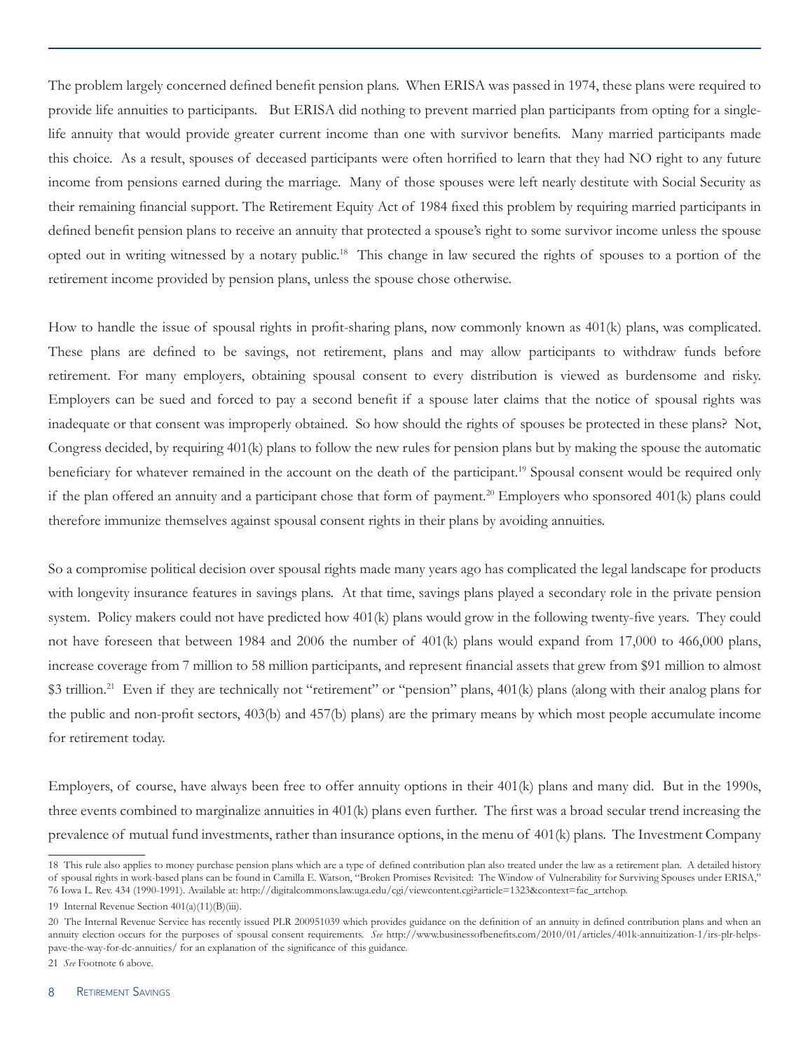The problem largely concerned defined benefit pension plans. When ERISA was passed in 1974, these plans were required to provide life annuities to participants. But ERISA did nothing to prevent married plan participants from opting for a single-life annuity that would provide greater current income than one with survivor benefits. Many married participants made this choice. As a result, spouses of deceased participants were often horrified to learn that they had NO right to any future income from pensions earned during the marriage. Many of those spouses were left nearly destitute with Social Security as their remaining financial support. The Retirement Equity Act of 1984 fixed this problem by requiring married participants in defined benefit pension plans to receive an annuity that protected a spouse's right to some survivor income unless the spouse opted out in writing witnessed by a notary public.[18] This change in law secured the rights of spouses to a portion of the retirement income provided by pension plans, unless the spouse chose otherwise.

How to handle the issue of spousal rights in profit-sharing plans, now commonly known as 401(k) plans, was complicated. These plans are defined to be savings, not retirement, plans and may allow participants to withdraw funds before retirement. For many employers, obtaining spousal consent to every distribution is viewed as burdensome and risky. Employers can be sued and forced to pay a second benefit if a spouse later claims that the notice of spousal rights was inadequate or that consent was improperly obtained. So how should the rights of spouses be protected in these plans? Not, Congress decided, by requiring 401(k) plans to follow the new rules for pension plans but by making the spouse the automatic beneficiary for whatever remained in the account on the death of the participant.[19] Spousal consent would be required only if the plan offered an annuity and a participant chose that form of payment.[20] Employers who sponsored 401(k) plans could therefore immunize themselves against spousal consent rights in their plans by avoiding annuities.

So a compromise political decision over spousal rights made many years ago has complicated the legal landscape for products with longevity insurance features in savings plans. At that time, savings plans played a secondary role in the private pension system. Policy makers could not have predicted how 401(k) plans would grow in the following twenty-five years. They could not have foreseen that between 1984 and 2006 the number of 401(k) plans would expand from 17,000 to 466,000 plans, increase coverage from 7 million to 58 million participants, and represent financial assets that grew from $91 million to almost $3 trillion.[21] Even if they are technically not "retirement" or "pension" plans, 401(k) plans (along with their analog plans for the public and non-profit sectors, 403(b) and 457(b) plans) are the primary means by which most people accumulate income for retirement today.

Employers, of course, have always been free to offer annuity options in their 401(k) plans and many did. But in the 1990s, three events combined to marginalize annuities in 401(k) plans even further. The first was a broad secular trend increasing the prevalence of mutual fund investments, rather than insurance options, in the menu of 401(k) plans. The Investment Company

---

18 This rule also applies to money purchase pension plans which are a type of defined contribution plan also treated under the law as a retirement plan. A detailed history of spousal rights in work-based plans can be found in Camilla E. Watson, "Broken Promises Revisited: The Window of Vulnerability for Surviving Spouses under ERISA," 76 Iowa L. Rev. 434 (1990-1991). Available at: http://digitalcommons.law.uga.edu/cgi/viewcontent.cgi?article=1323&context=fac_artchop.

19 Internal Revenue Section 401(a)(11)(B)(iii).

20 The Internal Revenue Service has recently issued PLR 200951039 which provides guidance on the definition of an annuity in defined contribution plans and when an annuity election occurs for the purposes of spousal consent requirements. *See* http://www.businessofbenefits.com/2010/01/articles/401k-annuitization-1/irs-plr-helps-pave-the-way-for-dc-annuities/ for an explanation of the significance of this guidance.

21 *See* Footnote 6 above.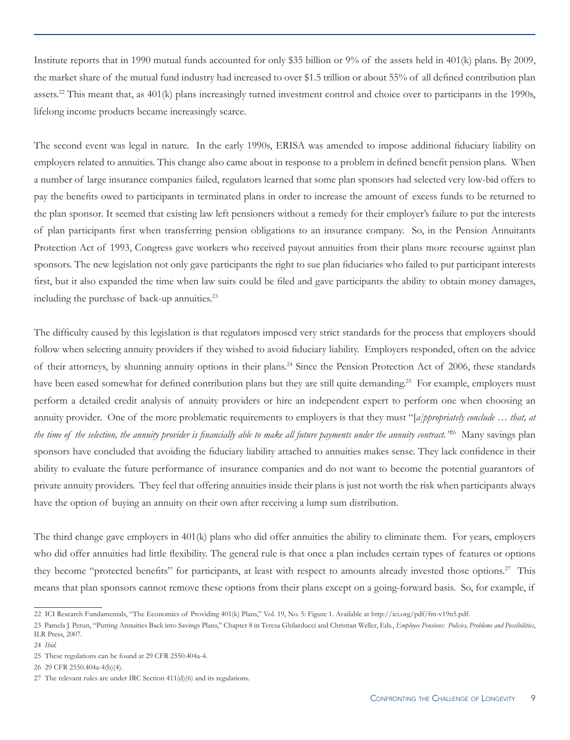Institute reports that in 1990 mutual funds accounted for only $35 billion or 9% of the assets held in 401(k) plans. By 2009, the market share of the mutual fund industry had increased to over $1.5 trillion or about 55% of all defined contribution plan assets.[22] This meant that, as 401(k) plans increasingly turned investment control and choice over to participants in the 1990s, lifelong income products became increasingly scarce.

The second event was legal in nature. In the early 1990s, ERISA was amended to impose additional fiduciary liability on employers related to annuities. This change also came about in response to a problem in defined benefit pension plans. When a number of large insurance companies failed, regulators learned that some plan sponsors had selected very low-bid offers to pay the benefits owed to participants in terminated plans in order to increase the amount of excess funds to be returned to the plan sponsor. It seemed that existing law left pensioners without a remedy for their employer's failure to put the interests of plan participants first when transferring pension obligations to an insurance company. So, in the Pension Annuitants Protection Act of 1993, Congress gave workers who received payout annuities from their plans more recourse against plan sponsors. The new legislation not only gave participants the right to sue plan fiduciaries who failed to put participant interests first, but it also expanded the time when law suits could be filed and gave participants the ability to obtain money damages, including the purchase of back-up annuities.[23]

The difficulty caused by this legislation is that regulators imposed very strict standards for the process that employers should follow when selecting annuity providers if they wished to avoid fiduciary liability. Employers responded, often on the advice of their attorneys, by shunning annuity options in their plans.[24] Since the Pension Protection Act of 2006, these standards have been eased somewhat for defined contribution plans but they are still quite demanding.[25] For example, employers must perform a detailed credit analysis of annuity providers or hire an independent expert to perform one when choosing an annuity provider. One of the more problematic requirements to employers is that they must "[*a]ppropriately conclude … that, at the time of the selection, the annuity provider is financially able to make all future payments under the annuity contract.*"[26] Many savings plan sponsors have concluded that avoiding the fiduciary liability attached to annuities makes sense. They lack confidence in their ability to evaluate the future performance of insurance companies and do not want to become the potential guarantors of private annuity providers. They feel that offering annuities inside their plans is just not worth the risk when participants always have the option of buying an annuity on their own after receiving a lump sum distribution.

The third change gave employers in 401(k) plans who did offer annuities the ability to eliminate them. For years, employers who did offer annuities had little flexibility. The general rule is that once a plan includes certain types of features or options they become "protected benefits" for participants, at least with respect to amounts already invested those options.[27] This means that plan sponsors cannot remove these options from their plans except on a going-forward basis. So, for example, if

---

22 ICI Research Fundamentals, "The Economics of Providing 401(k) Plans," Vol. 19, No. 5: Figure 1. Available at http://ici.org/pdf/fm-v19n5.pdf.

23 Pamela J. Perun, "Putting Annuities Back into Savings Plans," Chapter 8 in Teresa Ghilarducci and Christian Weller, Eds., *Employee Pensions: Policies, Problems and Possibilities*, ILR Press, 2007.

24 *Ibid.*

25 These regulations can be found at 29 CFR 2550.404a-4.

26 29 CFR 2550.404a-4(b)(4).

27 The relevant rules are under IRC Section 411(d)(6) and its regulations.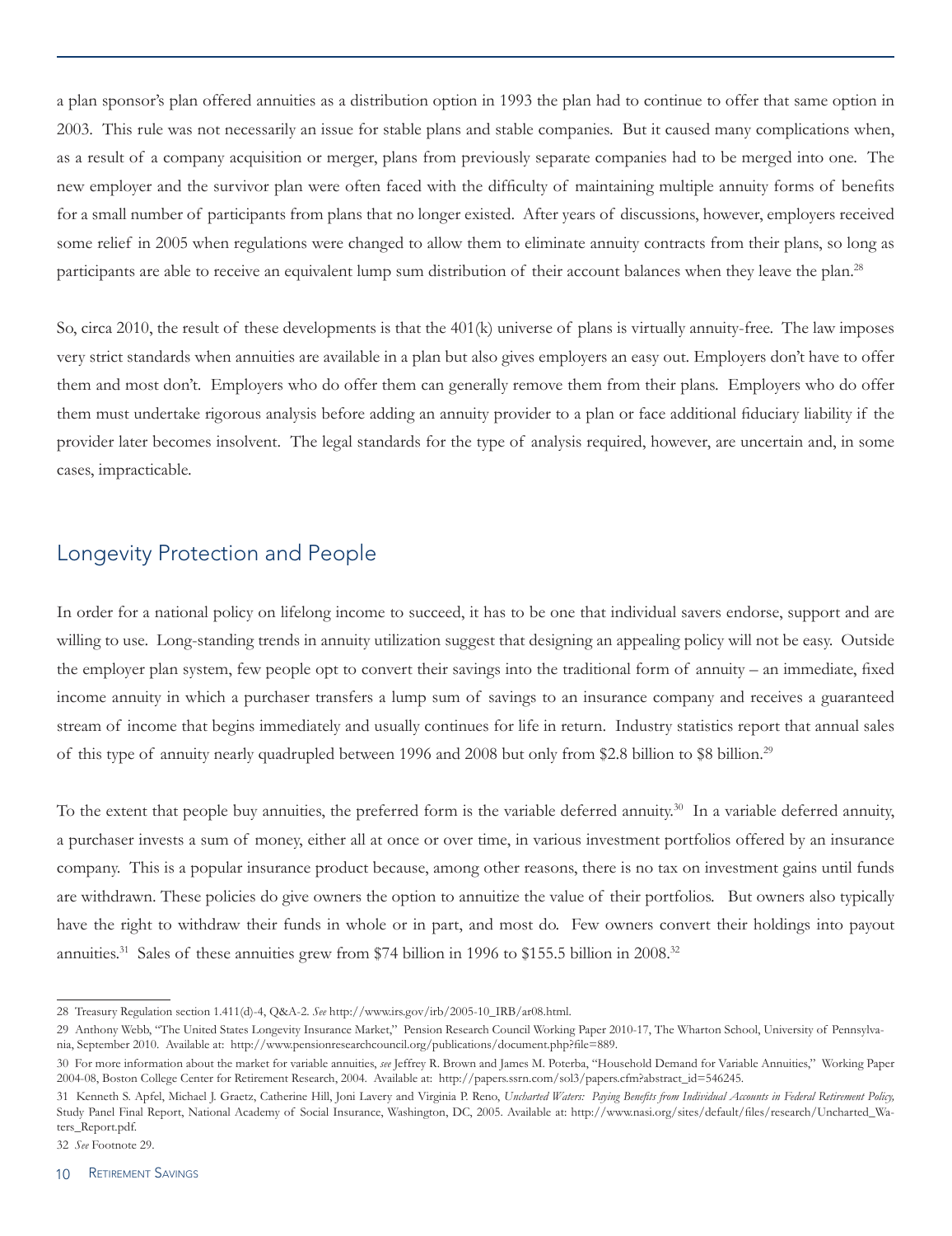a plan sponsor's plan offered annuities as a distribution option in 1993 the plan had to continue to offer that same option in 2003. This rule was not necessarily an issue for stable plans and stable companies. But it caused many complications when, as a result of a company acquisition or merger, plans from previously separate companies had to be merged into one. The new employer and the survivor plan were often faced with the difficulty of maintaining multiple annuity forms of benefits for a small number of participants from plans that no longer existed. After years of discussions, however, employers received some relief in 2005 when regulations were changed to allow them to eliminate annuity contracts from their plans, so long as participants are able to receive an equivalent lump sum distribution of their account balances when they leave the plan.[28]

So, circa 2010, the result of these developments is that the 401(k) universe of plans is virtually annuity-free. The law imposes very strict standards when annuities are available in a plan but also gives employers an easy out. Employers don't have to offer them and most don't. Employers who do offer them can generally remove them from their plans. Employers who do offer them must undertake rigorous analysis before adding an annuity provider to a plan or face additional fiduciary liability if the provider later becomes insolvent. The legal standards for the type of analysis required, however, are uncertain and, in some cases, impracticable.

## Longevity Protection and People

In order for a national policy on lifelong income to succeed, it has to be one that individual savers endorse, support and are willing to use. Long-standing trends in annuity utilization suggest that designing an appealing policy will not be easy. Outside the employer plan system, few people opt to convert their savings into the traditional form of annuity – an immediate, fixed income annuity in which a purchaser transfers a lump sum of savings to an insurance company and receives a guaranteed stream of income that begins immediately and usually continues for life in return. Industry statistics report that annual sales of this type of annuity nearly quadrupled between 1996 and 2008 but only from $2.8 billion to $8 billion.[29]

To the extent that people buy annuities, the preferred form is the variable deferred annuity.[30] In a variable deferred annuity, a purchaser invests a sum of money, either all at once or over time, in various investment portfolios offered by an insurance company. This is a popular insurance product because, among other reasons, there is no tax on investment gains until funds are withdrawn. These policies do give owners the option to annuitize the value of their portfolios. But owners also typically have the right to withdraw their funds in whole or in part, and most do. Few owners convert their holdings into payout annuities.[31] Sales of these annuities grew from $74 billion in 1996 to $155.5 billion in 2008.[32]

---

28 Treasury Regulation section 1.411(d)-4, Q&A-2. *See* http://www.irs.gov/irb/2005-10_IRB/ar08.html.

29 Anthony Webb, "The United States Longevity Insurance Market," Pension Research Council Working Paper 2010-17, The Wharton School, University of Pennsylvania, September 2010. Available at: http://www.pensionresearchcouncil.org/publications/document.php?file=889.

30 For more information about the market for variable annuities, *see* Jeffrey R. Brown and James M. Poterba, "Household Demand for Variable Annuities," Working Paper 2004-08, Boston College Center for Retirement Research, 2004. Available at: http://papers.ssrn.com/sol3/papers.cfm?abstract_id=546245.

31 Kenneth S. Apfel, Michael J. Graetz, Catherine Hill, Joni Lavery and Virginia P. Reno, *Uncharted Waters: Paying Benefits from Individual Accounts in Federal Retirement Policy,* Study Panel Final Report, National Academy of Social Insurance, Washington, DC, 2005. Available at: http://www.nasi.org/sites/default/files/research/Uncharted_Waters_Report.pdf.

32 *See* Footnote 29.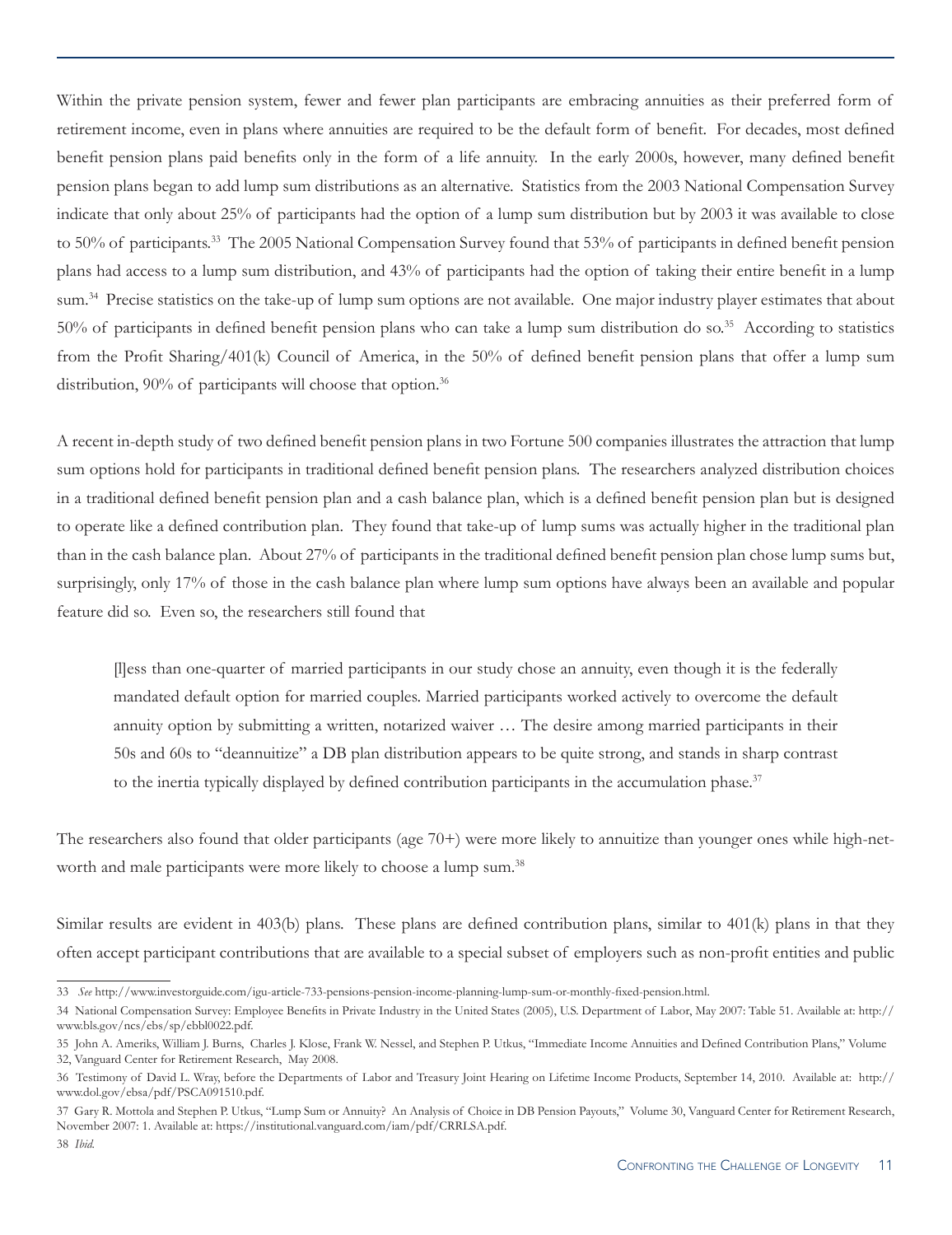Within the private pension system, fewer and fewer plan participants are embracing annuities as their preferred form of retirement income, even in plans where annuities are required to be the default form of benefit. For decades, most defined benefit pension plans paid benefits only in the form of a life annuity. In the early 2000s, however, many defined benefit pension plans began to add lump sum distributions as an alternative. Statistics from the 2003 National Compensation Survey indicate that only about 25% of participants had the option of a lump sum distribution but by 2003 it was available to close to 50% of participants.[33] The 2005 National Compensation Survey found that 53% of participants in defined benefit pension plans had access to a lump sum distribution, and 43% of participants had the option of taking their entire benefit in a lump sum.[34] Precise statistics on the take-up of lump sum options are not available. One major industry player estimates that about 50% of participants in defined benefit pension plans who can take a lump sum distribution do so.[35] According to statistics from the Profit Sharing/401(k) Council of America, in the 50% of defined benefit pension plans that offer a lump sum distribution, 90% of participants will choose that option.[36]

A recent in-depth study of two defined benefit pension plans in two Fortune 500 companies illustrates the attraction that lump sum options hold for participants in traditional defined benefit pension plans. The researchers analyzed distribution choices in a traditional defined benefit pension plan and a cash balance plan, which is a defined benefit pension plan but is designed to operate like a defined contribution plan. They found that take-up of lump sums was actually higher in the traditional plan than in the cash balance plan. About 27% of participants in the traditional defined benefit pension plan chose lump sums but, surprisingly, only 17% of those in the cash balance plan where lump sum options have always been an available and popular feature did so. Even so, the researchers still found that

> [l]ess than one-quarter of married participants in our study chose an annuity, even though it is the federally mandated default option for married couples. Married participants worked actively to overcome the default annuity option by submitting a written, notarized waiver … The desire among married participants in their 50s and 60s to "deannuitize" a DB plan distribution appears to be quite strong, and stands in sharp contrast to the inertia typically displayed by defined contribution participants in the accumulation phase.[37]

The researchers also found that older participants (age 70+) were more likely to annuitize than younger ones while high-net-worth and male participants were more likely to choose a lump sum.[38]

Similar results are evident in 403(b) plans. These plans are defined contribution plans, similar to 401(k) plans in that they often accept participant contributions that are available to a special subset of employers such as non-profit entities and public

---

33 *See* http://www.investorguide.com/igu-article-733-pensions-pension-income-planning-lump-sum-or-monthly-fixed-pension.html.

34 National Compensation Survey: Employee Benefits in Private Industry in the United States (2005), U.S. Department of Labor, May 2007: Table 51. Available at: http://www.bls.gov/ncs/ebs/sp/ebbl0022.pdf.

35 John A. Ameriks, William J. Burns, Charles J. Klose, Frank W. Nessel, and Stephen P. Utkus, "Immediate Income Annuities and Defined Contribution Plans," Volume 32, Vanguard Center for Retirement Research, May 2008.

36 Testimony of David L. Wray, before the Departments of Labor and Treasury Joint Hearing on Lifetime Income Products, September 14, 2010. Available at: http://www.dol.gov/ebsa/pdf/PSCA091510.pdf.

37 Gary R. Mottola and Stephen P. Utkus, "Lump Sum or Annuity? An Analysis of Choice in DB Pension Payouts," Volume 30, Vanguard Center for Retirement Research, November 2007: 1. Available at: https://institutional.vanguard.com/iam/pdf/CRRLSA.pdf.

38 *Ibid.*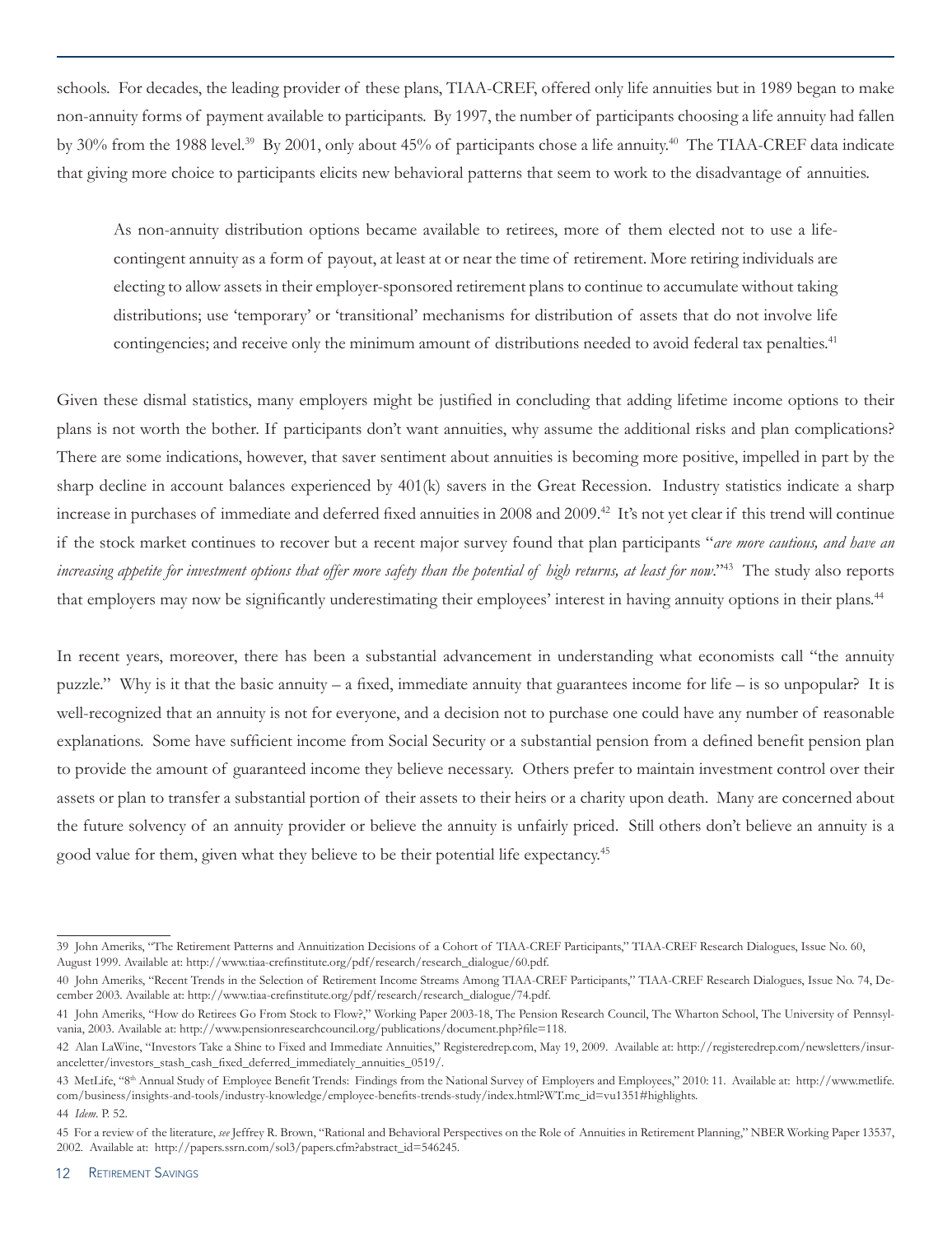schools. For decades, the leading provider of these plans, TIAA-CREF, offered only life annuities but in 1989 began to make non-annuity forms of payment available to participants. By 1997, the number of participants choosing a life annuity had fallen by 30% from the 1988 level.[39] By 2001, only about 45% of participants chose a life annuity.[40] The TIAA-CREF data indicate that giving more choice to participants elicits new behavioral patterns that seem to work to the disadvantage of annuities.

> As non-annuity distribution options became available to retirees, more of them elected not to use a life-contingent annuity as a form of payout, at least at or near the time of retirement. More retiring individuals are electing to allow assets in their employer-sponsored retirement plans to continue to accumulate without taking distributions; use 'temporary' or 'transitional' mechanisms for distribution of assets that do not involve life contingencies; and receive only the minimum amount of distributions needed to avoid federal tax penalties.[41]

Given these dismal statistics, many employers might be justified in concluding that adding lifetime income options to their plans is not worth the bother. If participants don't want annuities, why assume the additional risks and plan complications? There are some indications, however, that saver sentiment about annuities is becoming more positive, impelled in part by the sharp decline in account balances experienced by 401(k) savers in the Great Recession. Industry statistics indicate a sharp increase in purchases of immediate and deferred fixed annuities in 2008 and 2009.[42] It's not yet clear if this trend will continue if the stock market continues to recover but a recent major survey found that plan participants "*are more cautious, and have an increasing appetite for investment options that offer more safety than the potential of high returns, at least for now*."[43] The study also reports that employers may now be significantly underestimating their employees' interest in having annuity options in their plans.[44]

In recent years, moreover, there has been a substantial advancement in understanding what economists call "the annuity puzzle." Why is it that the basic annuity – a fixed, immediate annuity that guarantees income for life – is so unpopular? It is well-recognized that an annuity is not for everyone, and a decision not to purchase one could have any number of reasonable explanations. Some have sufficient income from Social Security or a substantial pension from a defined benefit pension plan to provide the amount of guaranteed income they believe necessary. Others prefer to maintain investment control over their assets or plan to transfer a substantial portion of their assets to their heirs or a charity upon death. Many are concerned about the future solvency of an annuity provider or believe the annuity is unfairly priced. Still others don't believe an annuity is a good value for them, given what they believe to be their potential life expectancy.[45]

---

39 John Ameriks, "The Retirement Patterns and Annuitization Decisions of a Cohort of TIAA-CREF Participants," TIAA-CREF Research Dialogues, Issue No. 60, August 1999. Available at: http://www.tiaa-crefinstitute.org/pdf/research/research_dialogue/60.pdf.

40 John Ameriks, "Recent Trends in the Selection of Retirement Income Streams Among TIAA-CREF Participants," TIAA-CREF Research Dialogues, Issue No. 74, December 2003. Available at: http://www.tiaa-crefinstitute.org/pdf/research/research_dialogue/74.pdf.

41 John Ameriks, "How do Retirees Go From Stock to Flow?," Working Paper 2003-18, The Pension Research Council, The Wharton School, The University of Pennsylvania, 2003. Available at: http://www.pensionresearchcouncil.org/publications/document.php?file=118.

42 Alan LaWine, "Investors Take a Shine to Fixed and Immediate Annuities," Registeredrep.com, May 19, 2009. Available at: http://registeredrep.com/newsletters/insuranceletter/investors_stash_cash_fixed_deferred_immediately_annuities_0519/.

43 MetLife, "8th Annual Study of Employee Benefit Trends: Findings from the National Survey of Employers and Employees," 2010: 11. Available at: http://www.metlife.com/business/insights-and-tools/industry-knowledge/employee-benefits-trends-study/index.html?WT.mc_id=vu1351#highlights.

44 *Idem*. P. 52.

45 For a review of the literature, *see* Jeffrey R. Brown, "Rational and Behavioral Perspectives on the Role of Annuities in Retirement Planning," NBER Working Paper 13537, 2002. Available at: http://papers.ssrn.com/sol3/papers.cfm?abstract_id=546245.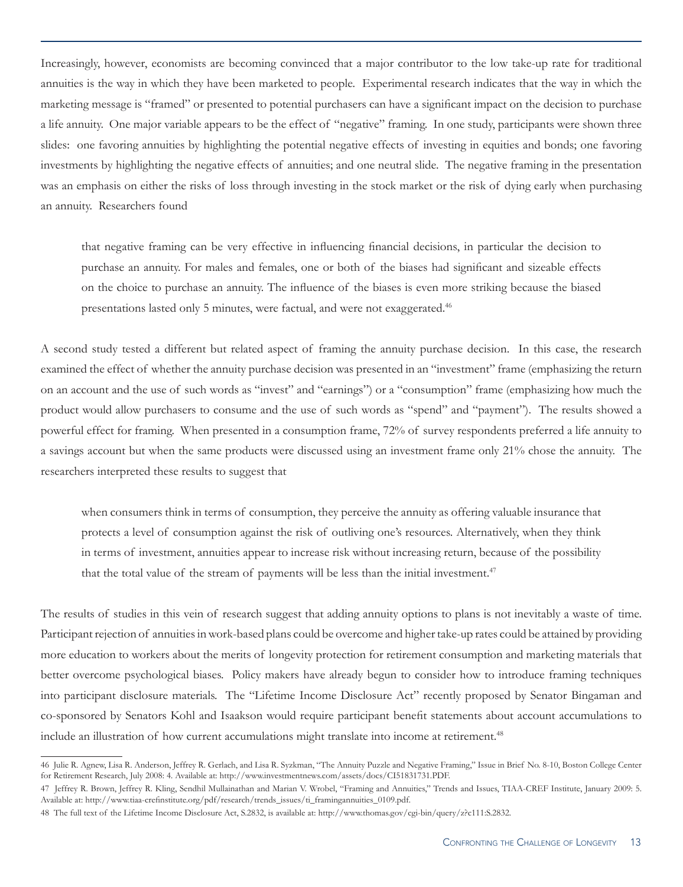Increasingly, however, economists are becoming convinced that a major contributor to the low take-up rate for traditional annuities is the way in which they have been marketed to people. Experimental research indicates that the way in which the marketing message is "framed" or presented to potential purchasers can have a significant impact on the decision to purchase a life annuity. One major variable appears to be the effect of "negative" framing. In one study, participants were shown three slides: one favoring annuities by highlighting the potential negative effects of investing in equities and bonds; one favoring investments by highlighting the negative effects of annuities; and one neutral slide. The negative framing in the presentation was an emphasis on either the risks of loss through investing in the stock market or the risk of dying early when purchasing an annuity. Researchers found

> that negative framing can be very effective in influencing financial decisions, in particular the decision to purchase an annuity. For males and females, one or both of the biases had significant and sizeable effects on the choice to purchase an annuity. The influence of the biases is even more striking because the biased presentations lasted only 5 minutes, were factual, and were not exaggerated.[46]

A second study tested a different but related aspect of framing the annuity purchase decision. In this case, the research examined the effect of whether the annuity purchase decision was presented in an "investment" frame (emphasizing the return on an account and the use of such words as "invest" and "earnings") or a "consumption" frame (emphasizing how much the product would allow purchasers to consume and the use of such words as "spend" and "payment"). The results showed a powerful effect for framing. When presented in a consumption frame, 72% of survey respondents preferred a life annuity to a savings account but when the same products were discussed using an investment frame only 21% chose the annuity. The researchers interpreted these results to suggest that

> when consumers think in terms of consumption, they perceive the annuity as offering valuable insurance that protects a level of consumption against the risk of outliving one's resources. Alternatively, when they think in terms of investment, annuities appear to increase risk without increasing return, because of the possibility that the total value of the stream of payments will be less than the initial investment.[47]

The results of studies in this vein of research suggest that adding annuity options to plans is not inevitably a waste of time. Participant rejection of annuities in work-based plans could be overcome and higher take-up rates could be attained by providing more education to workers about the merits of longevity protection for retirement consumption and marketing materials that better overcome psychological biases. Policy makers have already begun to consider how to introduce framing techniques into participant disclosure materials. The "Lifetime Income Disclosure Act" recently proposed by Senator Bingaman and co-sponsored by Senators Kohl and Isaakson would require participant benefit statements about account accumulations to include an illustration of how current accumulations might translate into income at retirement.[48]

---

46 Julie R. Agnew, Lisa R. Anderson, Jeffrey R. Gerlach, and Lisa R. Syzkman, "The Annuity Puzzle and Negative Framing," Issue in Brief No. 8-10, Boston College Center for Retirement Research, July 2008: 4. Available at: http://www.investmentnews.com/assets/docs/CI51831731.PDF.

47 Jeffrey R. Brown, Jeffrey R. Kling, Sendhil Mullainathan and Marian V. Wrobel, "Framing and Annuities," Trends and Issues, TIAA-CREF Institute, January 2009: 5. Available at: http://www.tiaa-crefinstitute.org/pdf/research/trends_issues/ti_framingannuities_0109.pdf.

48 The full text of the Lifetime Income Disclosure Act, S.2832, is available at: http://www.thomas.gov/cgi-bin/query/z?c111:S.2832.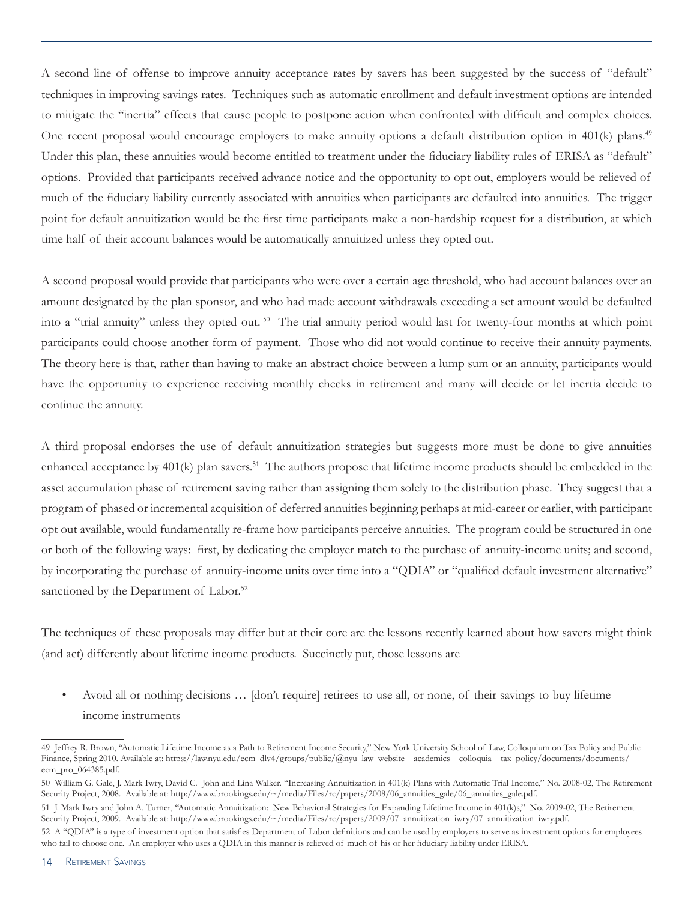A second line of offense to improve annuity acceptance rates by savers has been suggested by the success of "default" techniques in improving savings rates. Techniques such as automatic enrollment and default investment options are intended to mitigate the "inertia" effects that cause people to postpone action when confronted with difficult and complex choices. One recent proposal would encourage employers to make annuity options a default distribution option in 401(k) plans.[49] Under this plan, these annuities would become entitled to treatment under the fiduciary liability rules of ERISA as "default" options. Provided that participants received advance notice and the opportunity to opt out, employers would be relieved of much of the fiduciary liability currently associated with annuities when participants are defaulted into annuities. The trigger point for default annuitization would be the first time participants make a non-hardship request for a distribution, at which time half of their account balances would be automatically annuitized unless they opted out.

A second proposal would provide that participants who were over a certain age threshold, who had account balances over an amount designated by the plan sponsor, and who had made account withdrawals exceeding a set amount would be defaulted into a "trial annuity" unless they opted out.[50] The trial annuity period would last for twenty-four months at which point participants could choose another form of payment. Those who did not would continue to receive their annuity payments. The theory here is that, rather than having to make an abstract choice between a lump sum or an annuity, participants would have the opportunity to experience receiving monthly checks in retirement and many will decide or let inertia decide to continue the annuity.

A third proposal endorses the use of default annuitization strategies but suggests more must be done to give annuities enhanced acceptance by 401(k) plan savers.[51] The authors propose that lifetime income products should be embedded in the asset accumulation phase of retirement saving rather than assigning them solely to the distribution phase. They suggest that a program of phased or incremental acquisition of deferred annuities beginning perhaps at mid-career or earlier, with participant opt out available, would fundamentally re-frame how participants perceive annuities. The program could be structured in one or both of the following ways: first, by dedicating the employer match to the purchase of annuity-income units; and second, by incorporating the purchase of annuity-income units over time into a "QDIA" or "qualified default investment alternative" sanctioned by the Department of Labor.[52]

The techniques of these proposals may differ but at their core are the lessons recently learned about how savers might think (and act) differently about lifetime income products. Succinctly put, those lessons are

- Avoid all or nothing decisions … [don't require] retirees to use all, or none, of their savings to buy lifetime income instruments

---

49 Jeffrey R. Brown, "Automatic Lifetime Income as a Path to Retirement Income Security," New York University School of Law, Colloquium on Tax Policy and Public Finance, Spring 2010. Available at: https://law.nyu.edu/ecm_dlv4/groups/public/@nyu_law_website__academics__colloquia__tax_policy/documents/documents/ecm_pro_064385.pdf.

50 William G. Gale, J. Mark Iwry, David C. John and Lina Walker. "Increasing Annuitization in 401(k) Plans with Automatic Trial Income," No. 2008-02, The Retirement Security Project, 2008. Available at: http://www.brookings.edu/~/media/Files/rc/papers/2008/06_annuities_gale/06_annuities_gale.pdf.

51 J. Mark Iwry and John A. Turner, "Automatic Annuitization: New Behavioral Strategies for Expanding Lifetime Income in 401(k)s," No. 2009-02, The Retirement Security Project, 2009. Available at: http://www.brookings.edu/~/media/Files/rc/papers/2009/07_annuitization_iwry/07_annuitization_iwry.pdf.

52 A "QDIA" is a type of investment option that satisfies Department of Labor definitions and can be used by employers to serve as investment options for employees who fail to choose one. An employer who uses a QDIA in this manner is relieved of much of his or her fiduciary liability under ERISA.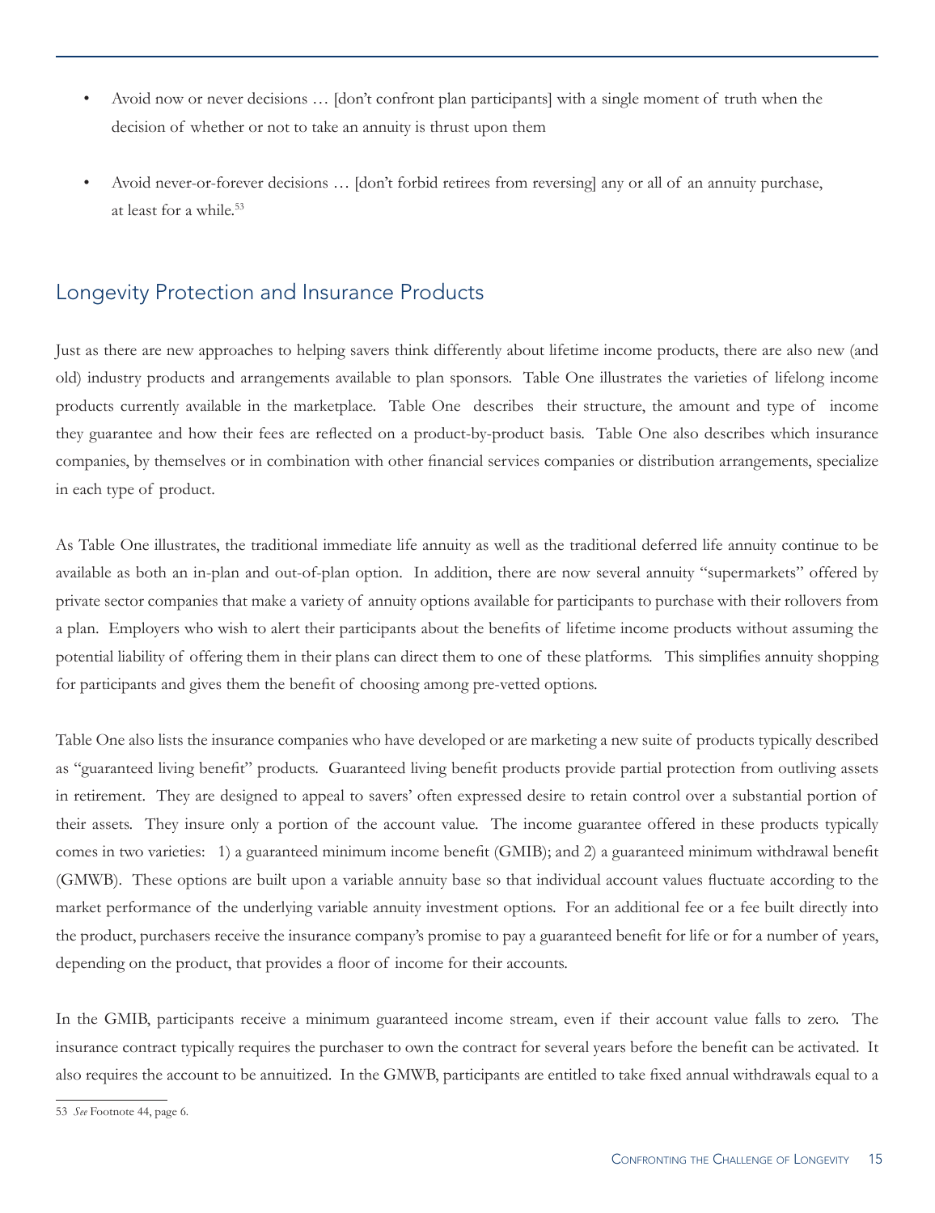- Avoid now or never decisions … [don't confront plan participants] with a single moment of truth when the decision of whether or not to take an annuity is thrust upon them

- Avoid never-or-forever decisions … [don't forbid retirees from reversing] any or all of an annuity purchase, at least for a while.[53]

## Longevity Protection and Insurance Products

Just as there are new approaches to helping savers think differently about lifetime income products, there are also new (and old) industry products and arrangements available to plan sponsors. Table One illustrates the varieties of lifelong income products currently available in the marketplace. Table One describes their structure, the amount and type of income they guarantee and how their fees are reflected on a product-by-product basis. Table One also describes which insurance companies, by themselves or in combination with other financial services companies or distribution arrangements, specialize in each type of product.

As Table One illustrates, the traditional immediate life annuity as well as the traditional deferred life annuity continue to be available as both an in-plan and out-of-plan option. In addition, there are now several annuity "supermarkets" offered by private sector companies that make a variety of annuity options available for participants to purchase with their rollovers from a plan. Employers who wish to alert their participants about the benefits of lifetime income products without assuming the potential liability of offering them in their plans can direct them to one of these platforms. This simplifies annuity shopping for participants and gives them the benefit of choosing among pre-vetted options.

Table One also lists the insurance companies who have developed or are marketing a new suite of products typically described as "guaranteed living benefit" products. Guaranteed living benefit products provide partial protection from outliving assets in retirement. They are designed to appeal to savers' often expressed desire to retain control over a substantial portion of their assets. They insure only a portion of the account value. The income guarantee offered in these products typically comes in two varieties: 1) a guaranteed minimum income benefit (GMIB); and 2) a guaranteed minimum withdrawal benefit (GMWB). These options are built upon a variable annuity base so that individual account values fluctuate according to the market performance of the underlying variable annuity investment options. For an additional fee or a fee built directly into the product, purchasers receive the insurance company's promise to pay a guaranteed benefit for life or for a number of years, depending on the product, that provides a floor of income for their accounts.

In the GMIB, participants receive a minimum guaranteed income stream, even if their account value falls to zero. The insurance contract typically requires the purchaser to own the contract for several years before the benefit can be activated. It also requires the account to be annuitized. In the GMWB, participants are entitled to take fixed annual withdrawals equal to a

53 *See* Footnote 44, page 6.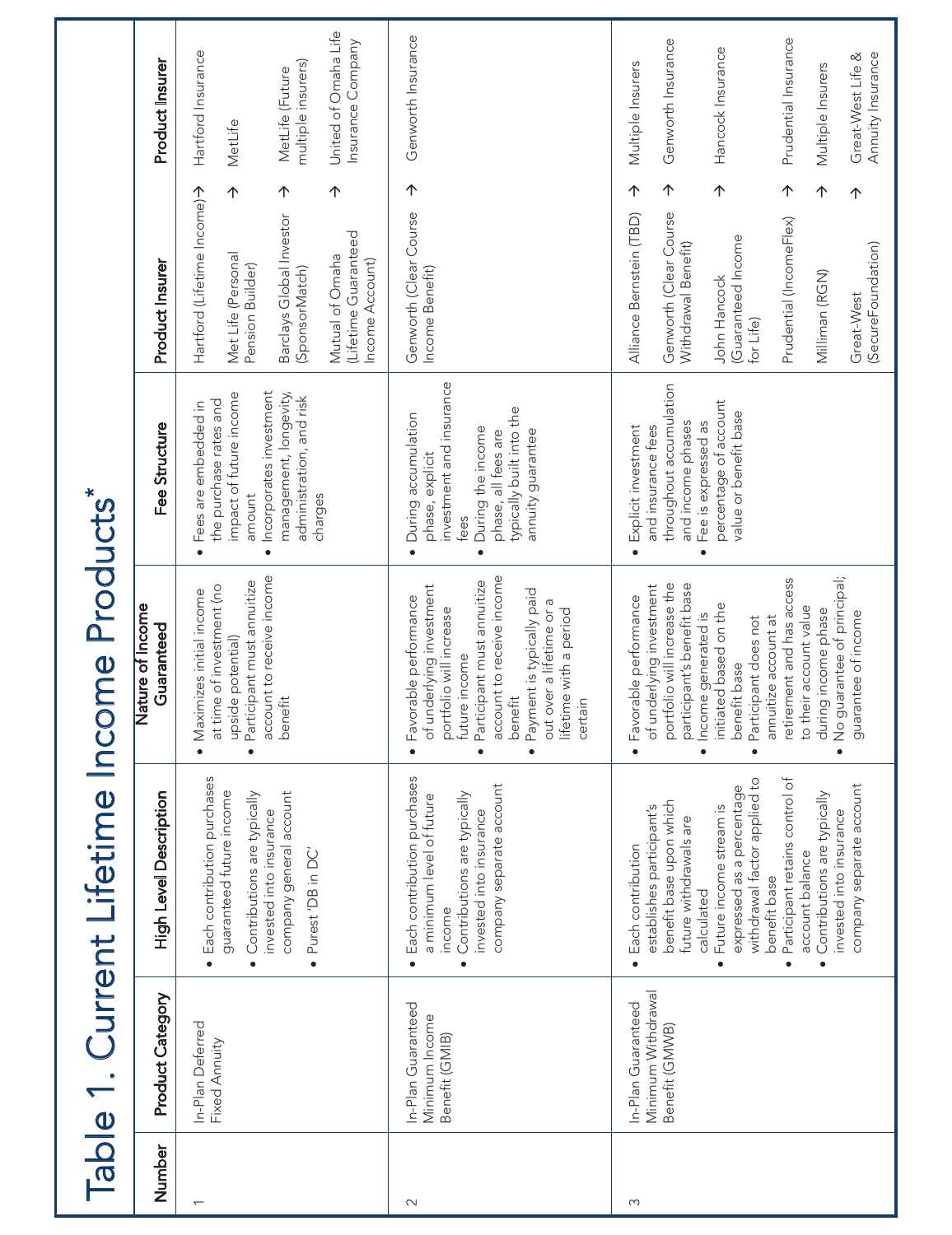# Table 1. Current Lifetime Income Products*

| Number | Product Category | High Level Description | Nature of Income Guaranteed | Fee Structure | Product Insurer | Product Insurer |
|---|---|---|---|---|---|---|
| 1 | In-Plan Deferred Fixed Annuity | • Each contribution purchases guaranteed future income<br>• Contributions are typically invested into insurance company general account<br>• Purest 'DB in DC' | • Maximizes initial income at time of investment (no upside potential)<br>• Participant must annuitize account to receive income benefit | • Fees are embedded in the purchase rates and impact of future income amount<br>• Incorporates investment management, longevity, administration, and risk charges | Hartford (Lifetime Income) →<br>Met Life (Personal Pension Builder) →<br>Barclays Global Investor (SponsorMatch) →<br>Mutual of Omaha (Lifetime Guaranteed Income Account) → | Hartford Insurance<br>MetLife<br>MetLife (Future multiple insurers)<br>United of Omaha Life Insurance Company |
| 2 | In-Plan Guaranteed Minimum Income Benefit (GMIB) | • Each contribution purchases a minimum level of future income<br>• Contributions are typically invested into insurance company separate account | • Favorable performance of underlying investment portfolio will increase future income<br>• Participant must annuitize account to receive income benefit<br>• Payment is typically paid out over a lifetime or a lifetime with a period certain | • During accumulation phase, explicit investment and insurance fees<br>• During the income phase, all fees are typically built into the annuity guarantee | Genworth (Clear Course Income Benefit) → | Genworth Insurance |
| 3 | In-Plan Guaranteed Minimum Withdrawal Benefit (GMWB) | • Each contribution establishes participant's benefit base upon which future withdrawals are calculated<br>• Future income stream is expressed as a percentage withdrawal factor applied to benefit base<br>• Participant retains control of account balance<br>• Contributions are typically invested into insurance company separate account | • Favorable performance of underlying investment portfolio will increase the participant's benefit base<br>• Income generated is initiated based on the benefit base<br>• Participant does not annuitize account at retirement and has access to their account value during income phase<br>• No guarantee of principal; guarantee of income | • Explicit investment and insurance fees throughout accumulation and income phases<br>• Fee is expressed as percentage of account value or benefit base | Alliance Bernstein (TBD) →<br>Genworth (Clear Course Withdrawal Benefit) →<br>John Hancock (Guaranteed Income for Life) →<br>Prudential (IncomeFlex) →<br>Milliman (RGN) →<br>Great-West (SecureFoundation) → | Multiple Insurers<br>Genworth Insurance<br>Hancock Insurance<br>Prudential Insurance<br>Multiple Insurers<br>Great-West Life & Annuity Insurance |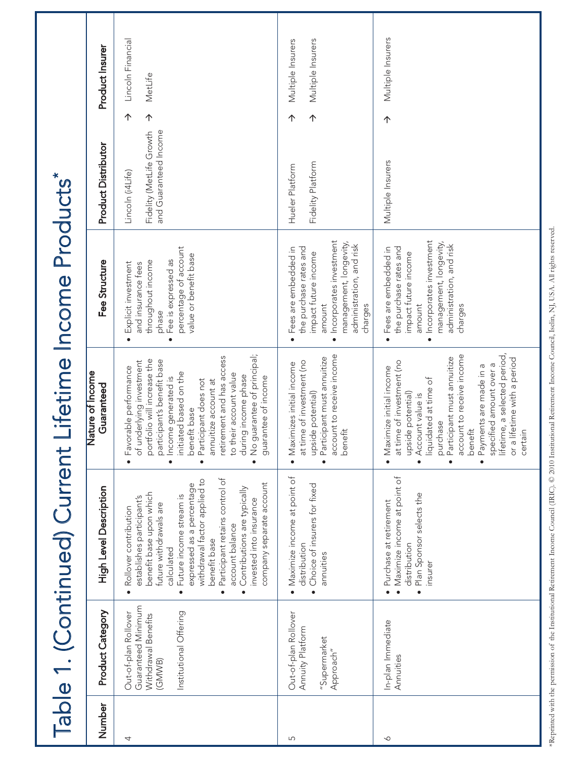# Table 1. (Continued) Current Lifetime Income Products*

| Number | Product Category | High Level Description | Nature of Income Guaranteed | Fee Structure | Product Distributor | | Product Insurer |
|---|---|---|---|---|---|---|---|
| 4 | Out-of-plan Rollover Guaranteed Minimum Withdrawal Benefits (GMWB)<br><br>Institutional Offering | • Rollover contribution establishes participant's benefit base upon which future withdrawals are calculated<br>• Future income stream is expressed as a percentage withdrawal factor applied to benefit base<br>• Participant retains control of account balance<br>• Contributions are typically invested into insurance company separate account | • Favorable performance of underlying investment portfolio will increase the participant's benefit base<br>• Income generated is initiated based on the benefit base<br>• Participant does not annuitize account at retirement and has access to their account value during income phase<br>• No guarantee of principal; guarantee of income | • Explicit investment and insurance fees throughout income phase<br>• Fee is expressed as percentage of account value or benefit base | Lincoln (i4Life)<br><br>Fidelity (MetLife Growth and Guaranteed Income | →<br><br>→ | Lincoln Financial<br><br>MetLife |
| 5 | Out-of-plan Rollover Annuity Platform<br><br>"Supermarket Approach" | • Maximize income at point of distribution<br>• Choice of insurers for fixed annuities | • Maximizes initial income at time of investment (no upside potential)<br>• Participant must annuitize account to receive income benefit | • Fees are embedded in the purchase rates and impact future income amount<br>• Incorporates investment management, longevity, administration, and risk charges | Hueler Platform<br><br>Fidelity Platform | →<br><br>→ | Multiple Insurers<br><br>Multiple Insurers |
| 6 | In-plan Immediate Annuities | • Purchase at retirement<br>• Maximize income at point of distribution<br>• Plan Sponsor selects the insurer | • Maximize initial income at time of investment (no upside potential)<br>• Account value is liquidated at time of purchase<br>• Participant must annuitize account to receive income benefit<br>• Payments are made in a specified amount over a lifetime, a selected period, or a lifetime with a period certain | • Fees are embedded in the purchase rates and impact future income amount<br>• Incorporates investment management, longevity, administration, and risk charges | Multiple Insurers | → | Multiple Insurers |

*Reprinted with the permission of the Institutional Retirement Income Council (IRIC). © 2010 Institutional Retirement Income Council, Iselin, NJ, USA. All rights reserved.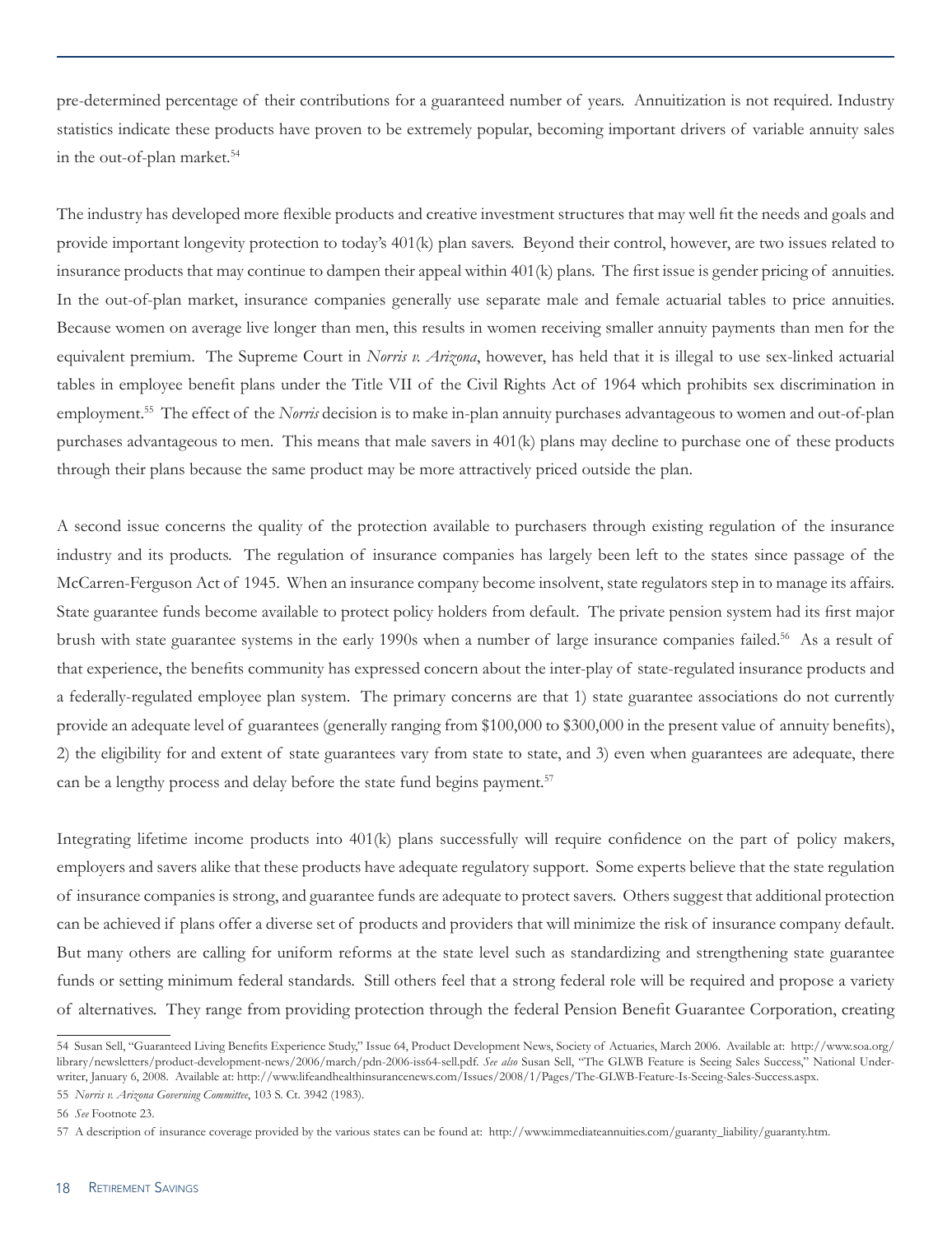pre-determined percentage of their contributions for a guaranteed number of years. Annuitization is not required. Industry statistics indicate these products have proven to be extremely popular, becoming important drivers of variable annuity sales in the out-of-plan market.[54]

The industry has developed more flexible products and creative investment structures that may well fit the needs and goals and provide important longevity protection to today's 401(k) plan savers. Beyond their control, however, are two issues related to insurance products that may continue to dampen their appeal within 401(k) plans. The first issue is gender pricing of annuities. In the out-of-plan market, insurance companies generally use separate male and female actuarial tables to price annuities. Because women on average live longer than men, this results in women receiving smaller annuity payments than men for the equivalent premium. The Supreme Court in *Norris v. Arizona*, however, has held that it is illegal to use sex-linked actuarial tables in employee benefit plans under the Title VII of the Civil Rights Act of 1964 which prohibits sex discrimination in employment.[55] The effect of the *Norris* decision is to make in-plan annuity purchases advantageous to women and out-of-plan purchases advantageous to men. This means that male savers in 401(k) plans may decline to purchase one of these products through their plans because the same product may be more attractively priced outside the plan.

A second issue concerns the quality of the protection available to purchasers through existing regulation of the insurance industry and its products. The regulation of insurance companies has largely been left to the states since passage of the McCarren-Ferguson Act of 1945. When an insurance company become insolvent, state regulators step in to manage its affairs. State guarantee funds become available to protect policy holders from default. The private pension system had its first major brush with state guarantee systems in the early 1990s when a number of large insurance companies failed.[56] As a result of that experience, the benefits community has expressed concern about the inter-play of state-regulated insurance products and a federally-regulated employee plan system. The primary concerns are that 1) state guarantee associations do not currently provide an adequate level of guarantees (generally ranging from $100,000 to $300,000 in the present value of annuity benefits), 2) the eligibility for and extent of state guarantees vary from state to state, and 3) even when guarantees are adequate, there can be a lengthy process and delay before the state fund begins payment.[57]

Integrating lifetime income products into 401(k) plans successfully will require confidence on the part of policy makers, employers and savers alike that these products have adequate regulatory support. Some experts believe that the state regulation of insurance companies is strong, and guarantee funds are adequate to protect savers. Others suggest that additional protection can be achieved if plans offer a diverse set of products and providers that will minimize the risk of insurance company default. But many others are calling for uniform reforms at the state level such as standardizing and strengthening state guarantee funds or setting minimum federal standards. Still others feel that a strong federal role will be required and propose a variety of alternatives. They range from providing protection through the federal Pension Benefit Guarantee Corporation, creating

---

54 Susan Sell, "Guaranteed Living Benefits Experience Study," Issue 64, Product Development News, Society of Actuaries, March 2006. Available at: http://www.soa.org/library/newsletters/product-development-news/2006/march/pdn-2006-iss64-sell.pdf. *See also* Susan Sell, "The GLWB Feature is Seeing Sales Success," National Underwriter, January 6, 2008. Available at: http://www.lifeandhealthinsurancenews.com/Issues/2008/1/Pages/The-GLWB-Feature-Is-Seeing-Sales-Success.aspx.

55 *Norris v. Arizona Governing Committee*, 103 S. Ct. 3942 (1983).

56 *See* Footnote 23.

57 A description of insurance coverage provided by the various states can be found at: http://www.immediateannuities.com/guaranty_liability/guaranty.htm.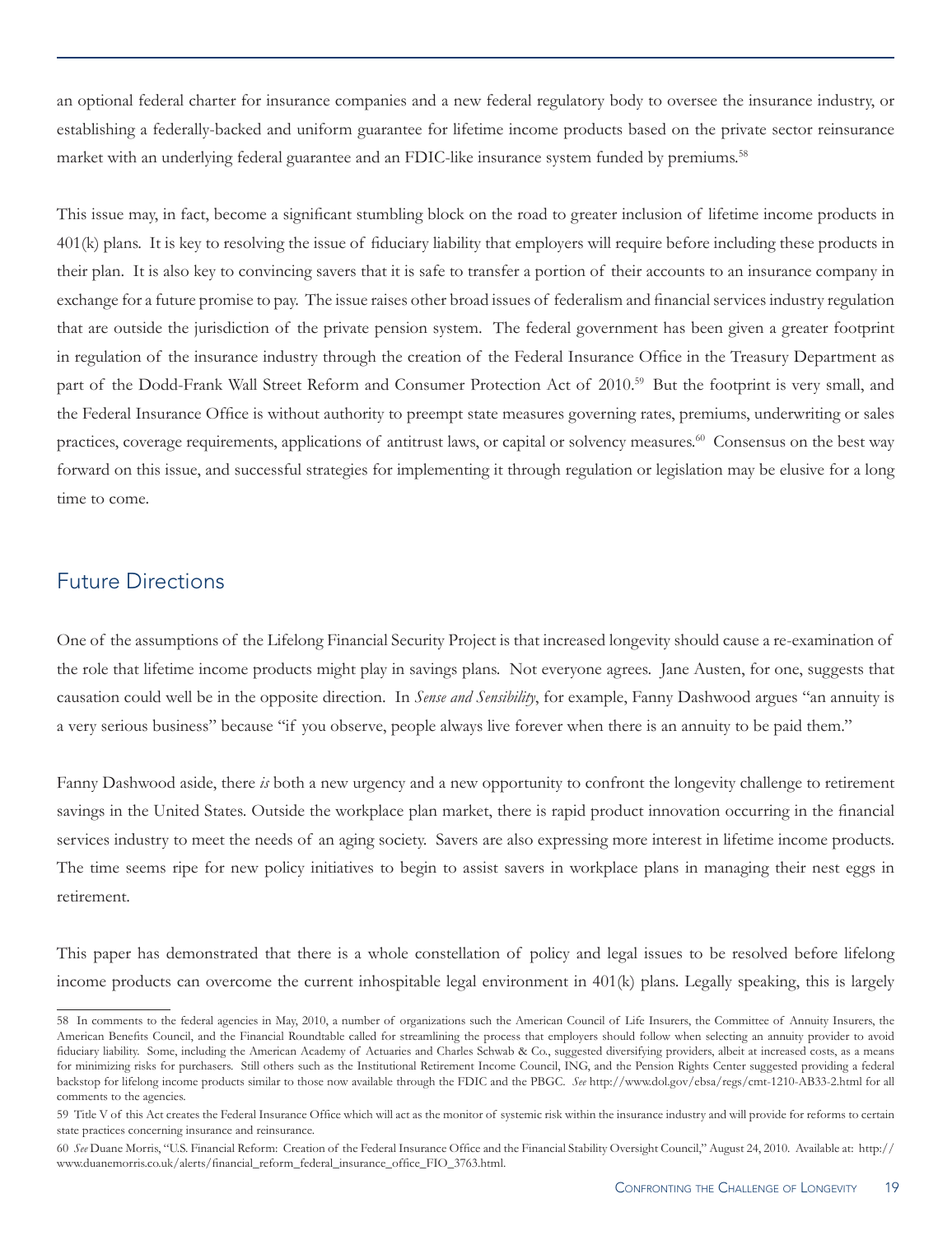an optional federal charter for insurance companies and a new federal regulatory body to oversee the insurance industry, or establishing a federally-backed and uniform guarantee for lifetime income products based on the private sector reinsurance market with an underlying federal guarantee and an FDIC-like insurance system funded by premiums.[58]

This issue may, in fact, become a significant stumbling block on the road to greater inclusion of lifetime income products in 401(k) plans. It is key to resolving the issue of fiduciary liability that employers will require before including these products in their plan. It is also key to convincing savers that it is safe to transfer a portion of their accounts to an insurance company in exchange for a future promise to pay. The issue raises other broad issues of federalism and financial services industry regulation that are outside the jurisdiction of the private pension system. The federal government has been given a greater footprint in regulation of the insurance industry through the creation of the Federal Insurance Office in the Treasury Department as part of the Dodd-Frank Wall Street Reform and Consumer Protection Act of 2010.[59] But the footprint is very small, and the Federal Insurance Office is without authority to preempt state measures governing rates, premiums, underwriting or sales practices, coverage requirements, applications of antitrust laws, or capital or solvency measures.[60] Consensus on the best way forward on this issue, and successful strategies for implementing it through regulation or legislation may be elusive for a long time to come.

## Future Directions

One of the assumptions of the Lifelong Financial Security Project is that increased longevity should cause a re-examination of the role that lifetime income products might play in savings plans. Not everyone agrees. Jane Austen, for one, suggests that causation could well be in the opposite direction. In *Sense and Sensibility*, for example, Fanny Dashwood argues "an annuity is a very serious business" because "if you observe, people always live forever when there is an annuity to be paid them."

Fanny Dashwood aside, there *is* both a new urgency and a new opportunity to confront the longevity challenge to retirement savings in the United States. Outside the workplace plan market, there is rapid product innovation occurring in the financial services industry to meet the needs of an aging society. Savers are also expressing more interest in lifetime income products. The time seems ripe for new policy initiatives to begin to assist savers in workplace plans in managing their nest eggs in retirement.

This paper has demonstrated that there is a whole constellation of policy and legal issues to be resolved before lifelong income products can overcome the current inhospitable legal environment in 401(k) plans. Legally speaking, this is largely

---

58 In comments to the federal agencies in May, 2010, a number of organizations such the American Council of Life Insurers, the Committee of Annuity Insurers, the American Benefits Council, and the Financial Roundtable called for streamlining the process that employers should follow when selecting an annuity provider to avoid fiduciary liability. Some, including the American Academy of Actuaries and Charles Schwab & Co., suggested diversifying providers, albeit at increased costs, as a means for minimizing risks for purchasers. Still others such as the Institutional Retirement Income Council, ING, and the Pension Rights Center suggested providing a federal backstop for lifelong income products similar to those now available through the FDIC and the PBGC. *See* http://www.dol.gov/ebsa/regs/cmt-1210-AB33-2.html for all comments to the agencies.

59 Title V of this Act creates the Federal Insurance Office which will act as the monitor of systemic risk within the insurance industry and will provide for reforms to certain state practices concerning insurance and reinsurance.

60 *See* Duane Morris, "U.S. Financial Reform: Creation of the Federal Insurance Office and the Financial Stability Oversight Council," August 24, 2010. Available at: http://www.duanemorris.co.uk/alerts/financial_reform_federal_insurance_office_FIO_3763.html.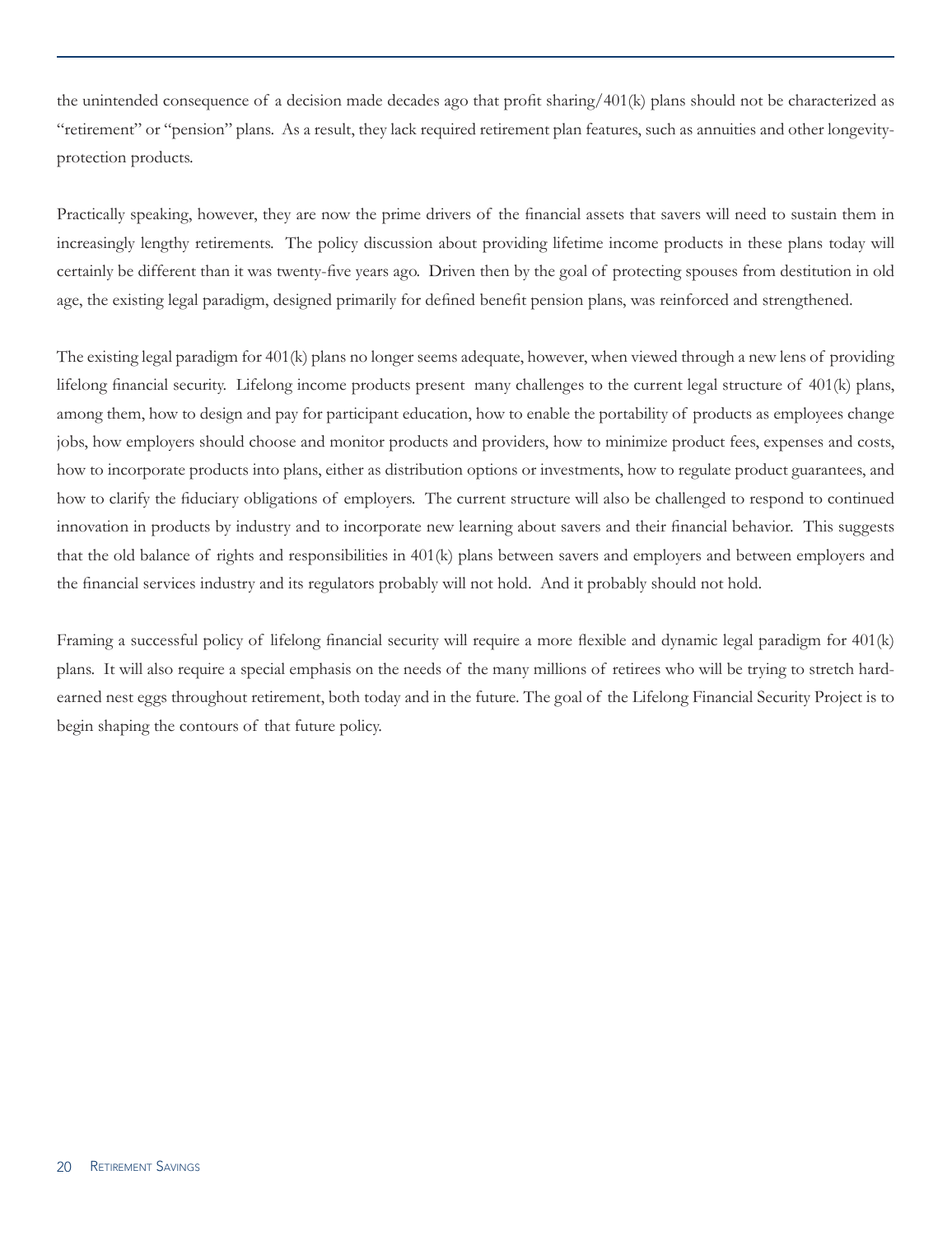the unintended consequence of a decision made decades ago that profit sharing/401(k) plans should not be characterized as "retirement" or "pension" plans. As a result, they lack required retirement plan features, such as annuities and other longevity-protection products.

Practically speaking, however, they are now the prime drivers of the financial assets that savers will need to sustain them in increasingly lengthy retirements. The policy discussion about providing lifetime income products in these plans today will certainly be different than it was twenty-five years ago. Driven then by the goal of protecting spouses from destitution in old age, the existing legal paradigm, designed primarily for defined benefit pension plans, was reinforced and strengthened.

The existing legal paradigm for 401(k) plans no longer seems adequate, however, when viewed through a new lens of providing lifelong financial security. Lifelong income products present many challenges to the current legal structure of 401(k) plans, among them, how to design and pay for participant education, how to enable the portability of products as employees change jobs, how employers should choose and monitor products and providers, how to minimize product fees, expenses and costs, how to incorporate products into plans, either as distribution options or investments, how to regulate product guarantees, and how to clarify the fiduciary obligations of employers. The current structure will also be challenged to respond to continued innovation in products by industry and to incorporate new learning about savers and their financial behavior. This suggests that the old balance of rights and responsibilities in 401(k) plans between savers and employers and between employers and the financial services industry and its regulators probably will not hold. And it probably should not hold.

Framing a successful policy of lifelong financial security will require a more flexible and dynamic legal paradigm for 401(k) plans. It will also require a special emphasis on the needs of the many millions of retirees who will be trying to stretch hard-earned nest eggs throughout retirement, both today and in the future. The goal of the Lifelong Financial Security Project is to begin shaping the contours of that future policy.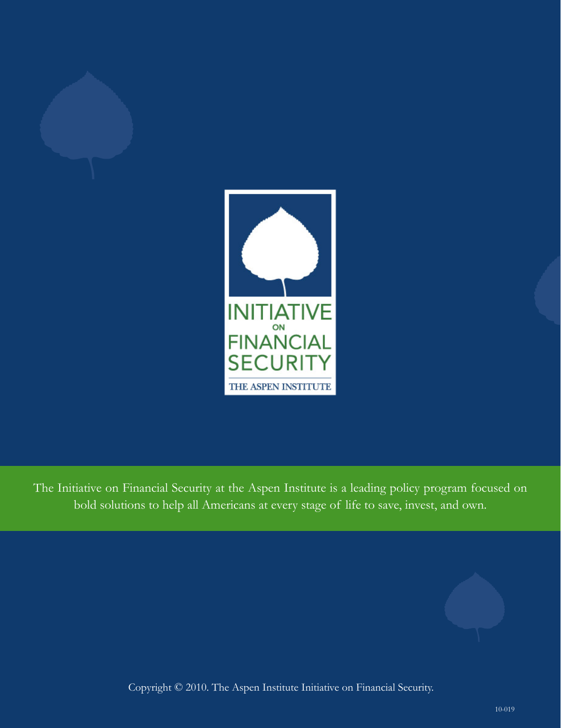INITIATIVE
ON
FINANCIAL
SECURITY

THE ASPEN INSTITUTE

The Initiative on Financial Security at the Aspen Institute is a leading policy program focused on bold solutions to help all Americans at every stage of life to save, invest, and own.

Copyright © 2010. The Aspen Institute Initiative on Financial Security.

10-019